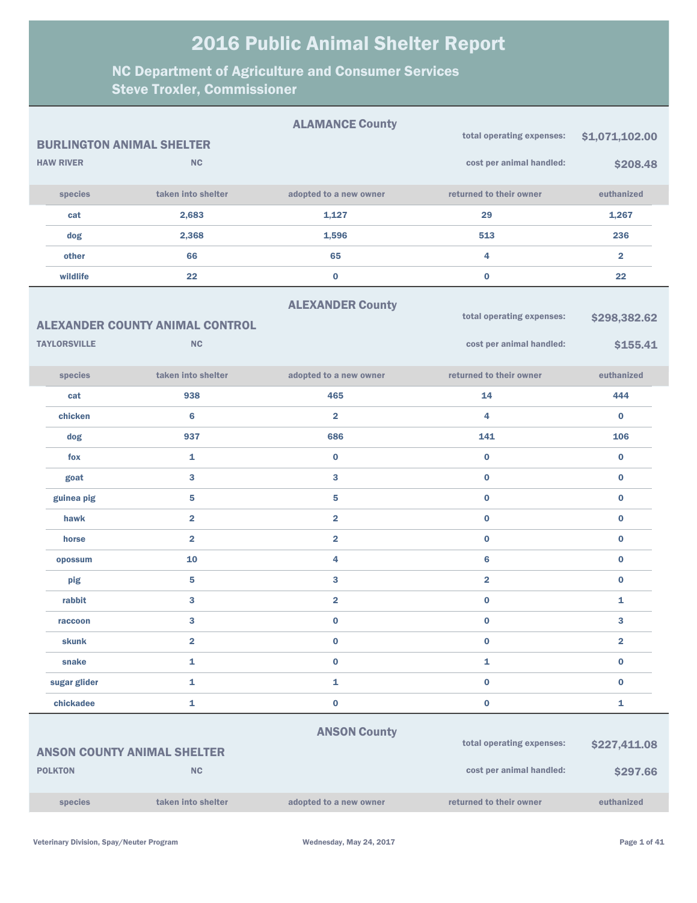# 2016 Public Animal Shelter Report

## NC Department of Agriculture and Consumer Services
## Steve Troxler, Commissioner

### ALAMANCE County

**BURLINGTON ANIMAL SHELTER**

HAW RIVER NC

total operating expenses: **$1,071,102.00**

cost per animal handled: **$208.48**

| species | taken into shelter | adopted to a new owner | returned to their owner | euthanized |
|---|---|---|---|---|
| cat | 2,683 | 1,127 | 29 | 1,267 |
| dog | 2,368 | 1,596 | 513 | 236 |
| other | 66 | 65 | 4 | 2 |
| wildlife | 22 | 0 | 0 | 22 |

### ALEXANDER County

**ALEXANDER COUNTY ANIMAL CONTROL**

TAYLORSVILLE NC

total operating expenses: **$298,382.62**

cost per animal handled: **$155.41**

| species | taken into shelter | adopted to a new owner | returned to their owner | euthanized |
|---|---|---|---|---|
| cat | 938 | 465 | 14 | 444 |
| chicken | 6 | 2 | 4 | 0 |
| dog | 937 | 686 | 141 | 106 |
| fox | 1 | 0 | 0 | 0 |
| goat | 3 | 3 | 0 | 0 |
| guinea pig | 5 | 5 | 0 | 0 |
| hawk | 2 | 2 | 0 | 0 |
| horse | 2 | 2 | 0 | 0 |
| opossum | 10 | 4 | 6 | 0 |
| pig | 5 | 3 | 2 | 0 |
| rabbit | 3 | 2 | 0 | 1 |
| raccoon | 3 | 0 | 0 | 3 |
| skunk | 2 | 0 | 0 | 2 |
| snake | 1 | 0 | 1 | 0 |
| sugar glider | 1 | 1 | 0 | 0 |
| chickadee | 1 | 0 | 0 | 1 |

### ANSON County

**ANSON COUNTY ANIMAL SHELTER**

POLKTON NC

total operating expenses: **$227,411.08**

cost per animal handled: **$297.66**

| species | taken into shelter | adopted to a new owner | returned to their owner | euthanized |
|---|---|---|---|---|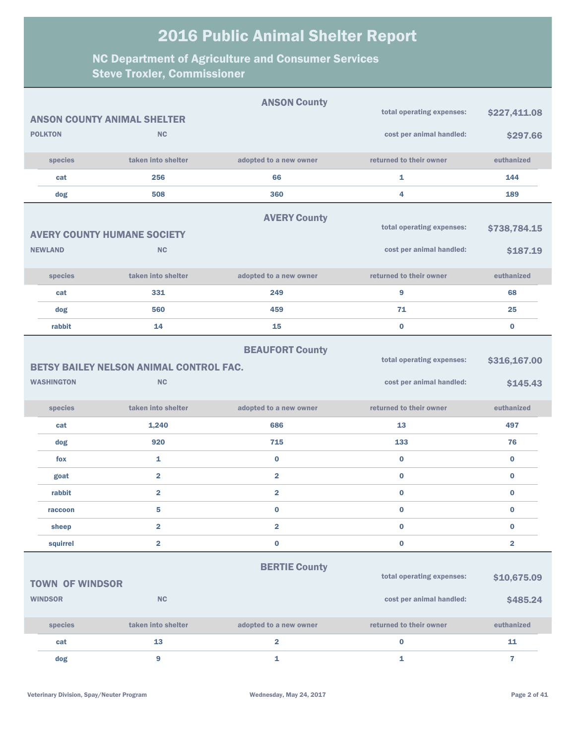# 2016 Public Animal Shelter Report

## NC Department of Agriculture and Consumer Services
## Steve Troxler, Commissioner

### ANSON County

**ANSON COUNTY ANIMAL SHELTER**

**POLKTON** **NC**

total operating expenses: **$227,411.08**

cost per animal handled: **$297.66**

| species | taken into shelter | adopted to a new owner | returned to their owner | euthanized |
|---|---|---|---|---|
| cat | 256 | 66 | 1 | 144 |
| dog | 508 | 360 | 4 | 189 |

### AVERY County

**AVERY COUNTY HUMANE SOCIETY**

**NEWLAND** **NC**

total operating expenses: **$738,784.15**

cost per animal handled: **$187.19**

| species | taken into shelter | adopted to a new owner | returned to their owner | euthanized |
|---|---|---|---|---|
| cat | 331 | 249 | 9 | 68 |
| dog | 560 | 459 | 71 | 25 |
| rabbit | 14 | 15 | 0 | 0 |

### BEAUFORT County

**BETSY BAILEY NELSON ANIMAL CONTROL FAC.**

**WASHINGTON** **NC**

total operating expenses: **$316,167.00**

cost per animal handled: **$145.43**

| species | taken into shelter | adopted to a new owner | returned to their owner | euthanized |
|---|---|---|---|---|
| cat | 1,240 | 686 | 13 | 497 |
| dog | 920 | 715 | 133 | 76 |
| fox | 1 | 0 | 0 | 0 |
| goat | 2 | 2 | 0 | 0 |
| rabbit | 2 | 2 | 0 | 0 |
| raccoon | 5 | 0 | 0 | 0 |
| sheep | 2 | 2 | 0 | 0 |
| squirrel | 2 | 0 | 0 | 2 |

### BERTIE County

**TOWN OF WINDSOR**

**WINDSOR** **NC**

total operating expenses: **$10,675.09**

cost per animal handled: **$485.24**

| species | taken into shelter | adopted to a new owner | returned to their owner | euthanized |
|---|---|---|---|---|
| cat | 13 | 2 | 0 | 11 |
| dog | 9 | 1 | 1 | 7 |

Veterinary Division, Spay/Neuter Program

Wednesday, May 24, 2017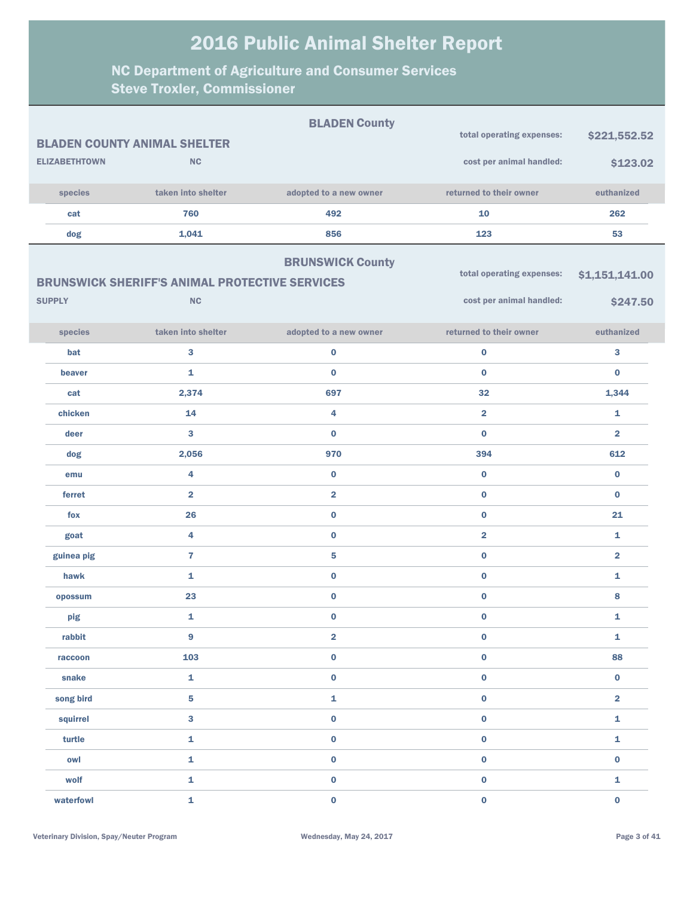# 2016 Public Animal Shelter Report

### NC Department of Agriculture and Consumer Services
### Steve Troxler, Commissioner

## BLADEN County

**BLADEN COUNTY ANIMAL SHELTER**

**ELIZABETHTOWN** **NC**

total operating expenses: **$221,552.52**

cost per animal handled: **$123.02**

| species | taken into shelter | adopted to a new owner | returned to their owner | euthanized |
|---|---|---|---|---|
| cat | 760 | 492 | 10 | 262 |
| dog | 1,041 | 856 | 123 | 53 |

## BRUNSWICK County

**BRUNSWICK SHERIFF'S ANIMAL PROTECTIVE SERVICES**

**SUPPLY** **NC**

total operating expenses: **$1,151,141.00**

cost per animal handled: **$247.50**

| species | taken into shelter | adopted to a new owner | returned to their owner | euthanized |
|---|---|---|---|---|
| bat | 3 | 0 | 0 | 3 |
| beaver | 1 | 0 | 0 | 0 |
| cat | 2,374 | 697 | 32 | 1,344 |
| chicken | 14 | 4 | 2 | 1 |
| deer | 3 | 0 | 0 | 2 |
| dog | 2,056 | 970 | 394 | 612 |
| emu | 4 | 0 | 0 | 0 |
| ferret | 2 | 2 | 0 | 0 |
| fox | 26 | 0 | 0 | 21 |
| goat | 4 | 0 | 2 | 1 |
| guinea pig | 7 | 5 | 0 | 2 |
| hawk | 1 | 0 | 0 | 1 |
| opossum | 23 | 0 | 0 | 8 |
| pig | 1 | 0 | 0 | 1 |
| rabbit | 9 | 2 | 0 | 1 |
| raccoon | 103 | 0 | 0 | 88 |
| snake | 1 | 0 | 0 | 0 |
| song bird | 5 | 1 | 0 | 2 |
| squirrel | 3 | 0 | 0 | 1 |
| turtle | 1 | 0 | 0 | 1 |
| owl | 1 | 0 | 0 | 0 |
| wolf | 1 | 0 | 0 | 1 |
| waterfowl | 1 | 0 | 0 | 0 |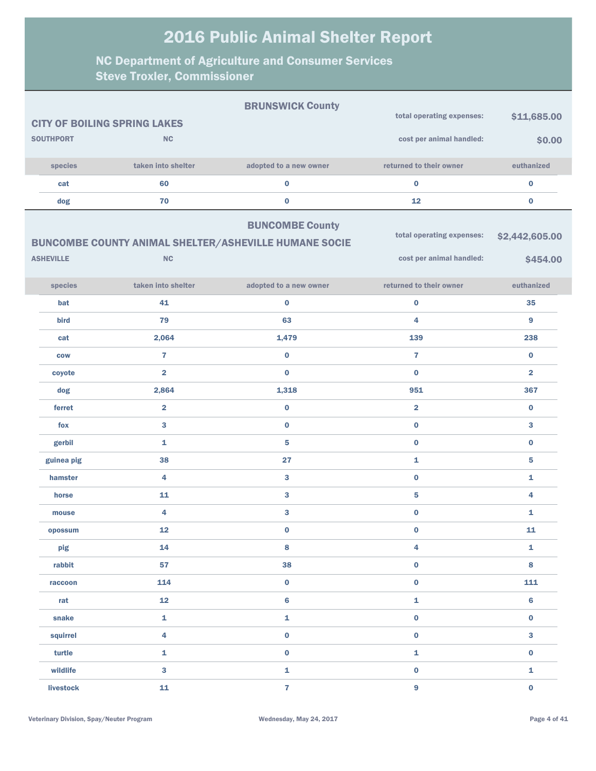# 2016 Public Animal Shelter Report

## NC Department of Agriculture and Consumer Services
## Steve Troxler, Commissioner

### BRUNSWICK County

**CITY OF BOILING SPRING LAKES**

**SOUTHPORT** **NC**

total operating expenses: **$11,685.00**

cost per animal handled: **$0.00**

| species | taken into shelter | adopted to a new owner | returned to their owner | euthanized |
|---|---|---|---|---|
| cat | 60 | 0 | 0 | 0 |
| dog | 70 | 0 | 12 | 0 |

### BUNCOMBE County

**BUNCOMBE COUNTY ANIMAL SHELTER/ASHEVILLE HUMANE SOCIE**

**ASHEVILLE** **NC**

total operating expenses: **$2,442,605.00**

cost per animal handled: **$454.00**

| species | taken into shelter | adopted to a new owner | returned to their owner | euthanized |
|---|---|---|---|---|
| bat | 41 | 0 | 0 | 35 |
| bird | 79 | 63 | 4 | 9 |
| cat | 2,064 | 1,479 | 139 | 238 |
| cow | 7 | 0 | 7 | 0 |
| coyote | 2 | 0 | 0 | 2 |
| dog | 2,864 | 1,318 | 951 | 367 |
| ferret | 2 | 0 | 2 | 0 |
| fox | 3 | 0 | 0 | 3 |
| gerbil | 1 | 5 | 0 | 0 |
| guinea pig | 38 | 27 | 1 | 5 |
| hamster | 4 | 3 | 0 | 1 |
| horse | 11 | 3 | 5 | 4 |
| mouse | 4 | 3 | 0 | 1 |
| opossum | 12 | 0 | 0 | 11 |
| pig | 14 | 8 | 4 | 1 |
| rabbit | 57 | 38 | 0 | 8 |
| raccoon | 114 | 0 | 0 | 111 |
| rat | 12 | 6 | 1 | 6 |
| snake | 1 | 1 | 0 | 0 |
| squirrel | 4 | 0 | 0 | 3 |
| turtle | 1 | 0 | 1 | 0 |
| wildlife | 3 | 1 | 0 | 1 |
| livestock | 11 | 7 | 9 | 0 |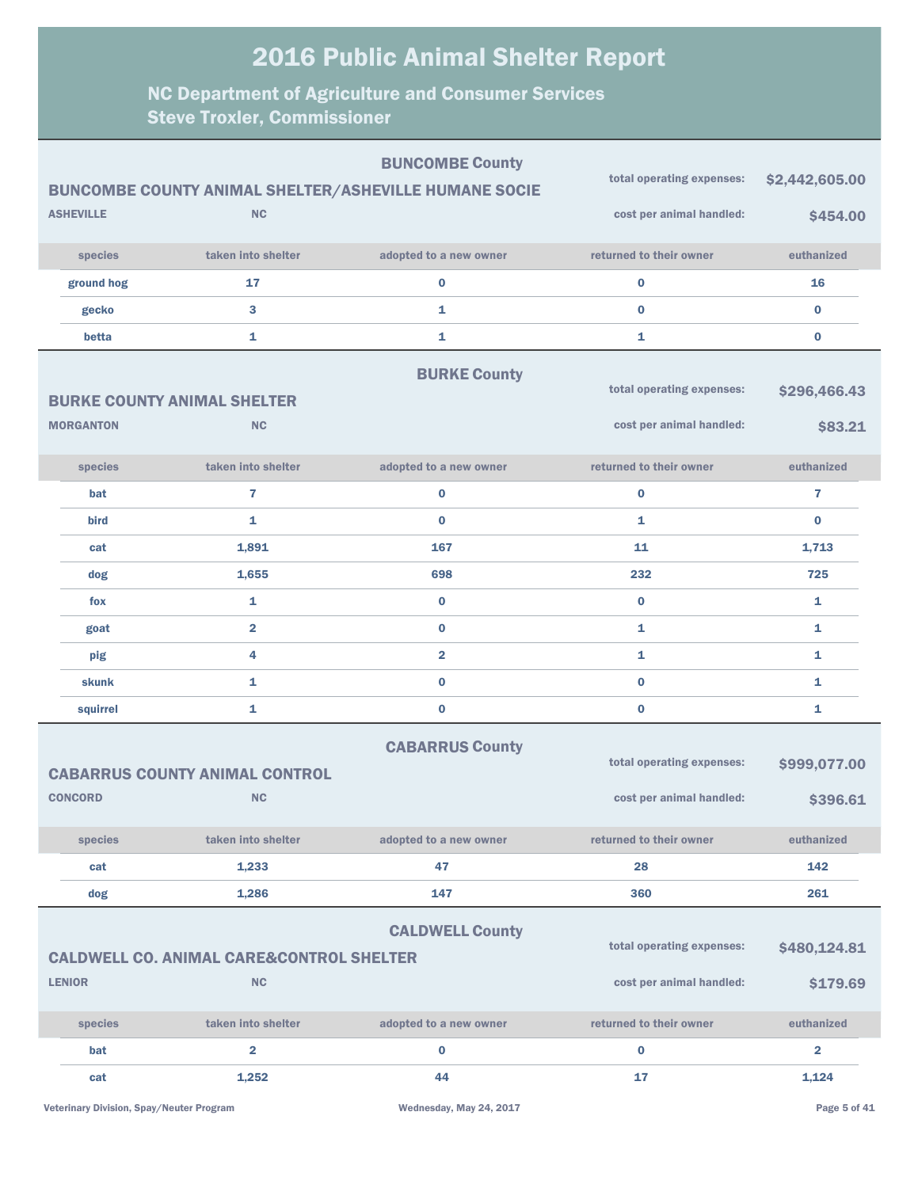# 2016 Public Animal Shelter Report

## NC Department of Agriculture and Consumer Services
## Steve Troxler, Commissioner

### BUNCOMBE County

**BUNCOMBE COUNTY ANIMAL SHELTER/ASHEVILLE HUMANE SOCIE**

ASHEVILLE NC

total operating expenses: **$2,442,605.00**

cost per animal handled: **$454.00**

| species | taken into shelter | adopted to a new owner | returned to their owner | euthanized |
|---|---|---|---|---|
| ground hog | 17 | 0 | 0 | 16 |
| gecko | 3 | 1 | 0 | 0 |
| betta | 1 | 1 | 1 | 0 |

### BURKE County

**BURKE COUNTY ANIMAL SHELTER**

MORGANTON NC

total operating expenses: **$296,466.43**

cost per animal handled: **$83.21**

| species | taken into shelter | adopted to a new owner | returned to their owner | euthanized |
|---|---|---|---|---|
| bat | 7 | 0 | 0 | 7 |
| bird | 1 | 0 | 1 | 0 |
| cat | 1,891 | 167 | 11 | 1,713 |
| dog | 1,655 | 698 | 232 | 725 |
| fox | 1 | 0 | 0 | 1 |
| goat | 2 | 0 | 1 | 1 |
| pig | 4 | 2 | 1 | 1 |
| skunk | 1 | 0 | 0 | 1 |
| squirrel | 1 | 0 | 0 | 1 |

### CABARRUS County

**CABARRUS COUNTY ANIMAL CONTROL**

CONCORD NC

total operating expenses: **$999,077.00**

cost per animal handled: **$396.61**

| species | taken into shelter | adopted to a new owner | returned to their owner | euthanized |
|---|---|---|---|---|
| cat | 1,233 | 47 | 28 | 142 |
| dog | 1,286 | 147 | 360 | 261 |

### CALDWELL County

**CALDWELL CO. ANIMAL CARE&CONTROL SHELTER**

LENIOR NC

total operating expenses: **$480,124.81**

cost per animal handled: **$179.69**

| species | taken into shelter | adopted to a new owner | returned to their owner | euthanized |
|---|---|---|---|---|
| bat | 2 | 0 | 0 | 2 |
| cat | 1,252 | 44 | 17 | 1,124 |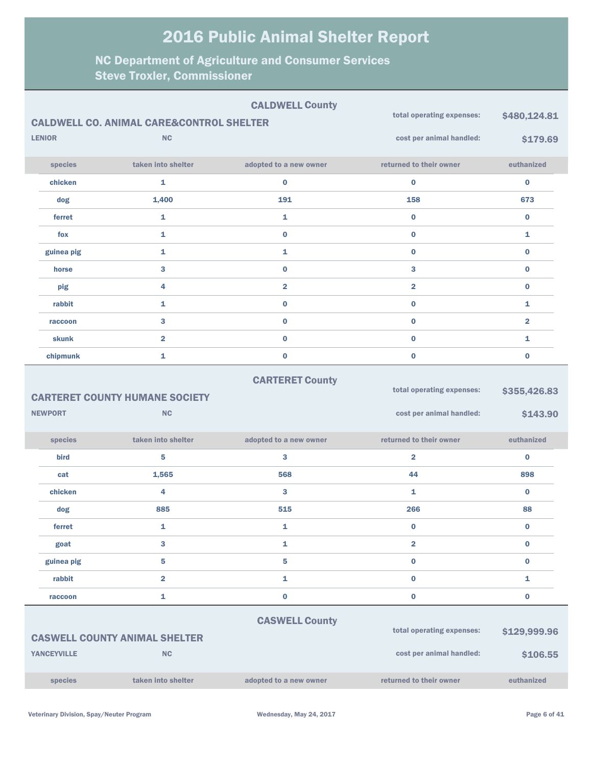# 2016 Public Animal Shelter Report

## NC Department of Agriculture and Consumer Services
## Steve Troxler, Commissioner

### CALDWELL County

**CALDWELL CO. ANIMAL CARE&CONTROL SHELTER**

LENIOR NC

total operating expenses: **$480,124.81**

cost per animal handled: **$179.69**

| species | taken into shelter | adopted to a new owner | returned to their owner | euthanized |
|---|---|---|---|---|
| chicken | 1 | 0 | 0 | 0 |
| dog | 1,400 | 191 | 158 | 673 |
| ferret | 1 | 1 | 0 | 0 |
| fox | 1 | 0 | 0 | 1 |
| guinea pig | 1 | 1 | 0 | 0 |
| horse | 3 | 0 | 3 | 0 |
| pig | 4 | 2 | 2 | 0 |
| rabbit | 1 | 0 | 0 | 1 |
| raccoon | 3 | 0 | 0 | 2 |
| skunk | 2 | 0 | 0 | 1 |
| chipmunk | 1 | 0 | 0 | 0 |

### CARTERET County

**CARTERET COUNTY HUMANE SOCIETY**

NEWPORT NC

total operating expenses: **$355,426.83**

cost per animal handled: **$143.90**

| species | taken into shelter | adopted to a new owner | returned to their owner | euthanized |
|---|---|---|---|---|
| bird | 5 | 3 | 2 | 0 |
| cat | 1,565 | 568 | 44 | 898 |
| chicken | 4 | 3 | 1 | 0 |
| dog | 885 | 515 | 266 | 88 |
| ferret | 1 | 1 | 0 | 0 |
| goat | 3 | 1 | 2 | 0 |
| guinea pig | 5 | 5 | 0 | 0 |
| rabbit | 2 | 1 | 0 | 1 |
| raccoon | 1 | 0 | 0 | 0 |

### CASWELL County

**CASWELL COUNTY ANIMAL SHELTER**

YANCEYVILLE NC

total operating expenses: **$129,999.96**

cost per animal handled: **$106.55**

| species | taken into shelter | adopted to a new owner | returned to their owner | euthanized |
|---|---|---|---|---|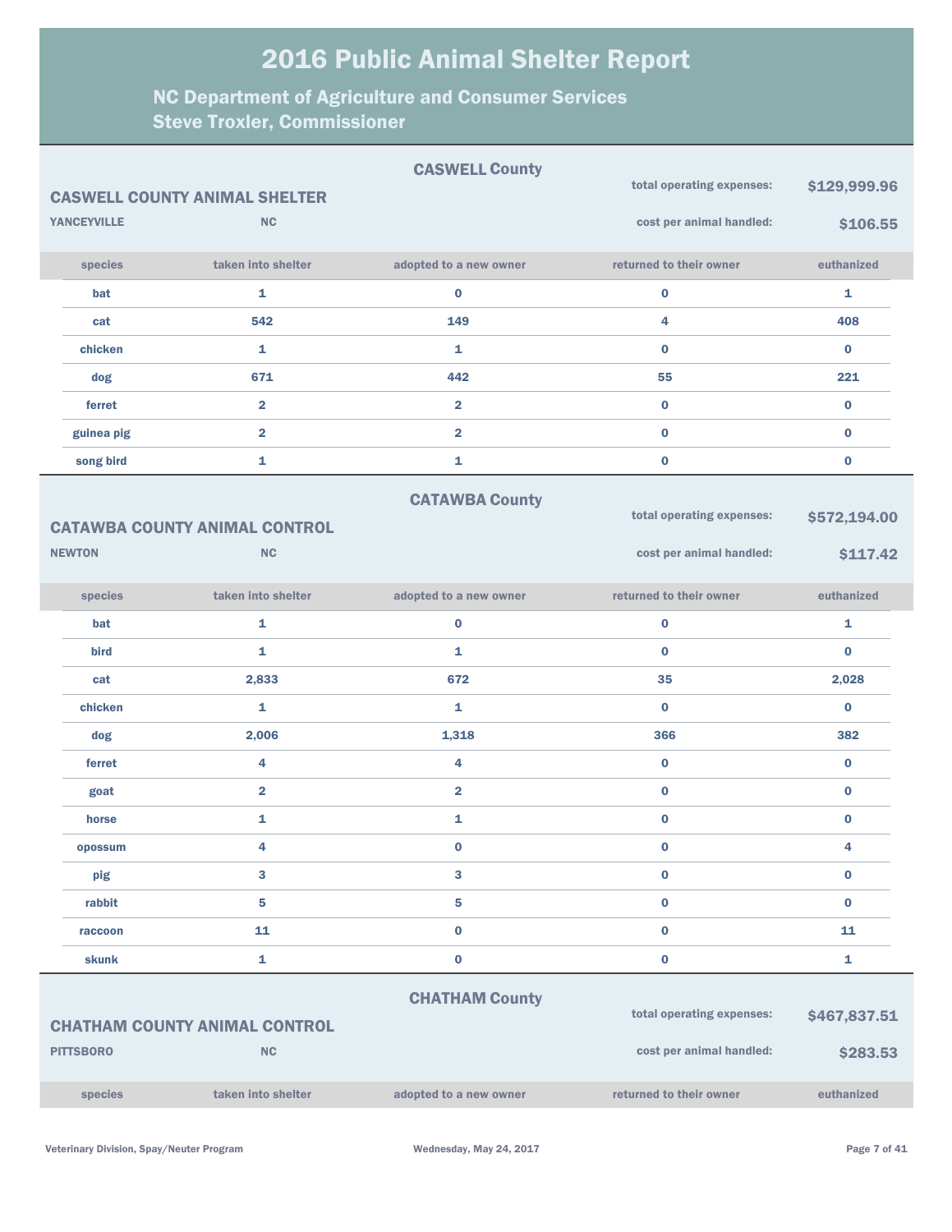# 2016 Public Animal Shelter Report

## NC Department of Agriculture and Consumer Services
## Steve Troxler, Commissioner

### CASWELL County

**CASWELL COUNTY ANIMAL SHELTER**

YANCEYVILLE NC

total operating expenses: **$129,999.96**

cost per animal handled: **$106.55**

| species | taken into shelter | adopted to a new owner | returned to their owner | euthanized |
|---|---|---|---|---|
| bat | 1 | 0 | 0 | 1 |
| cat | 542 | 149 | 4 | 408 |
| chicken | 1 | 1 | 0 | 0 |
| dog | 671 | 442 | 55 | 221 |
| ferret | 2 | 2 | 0 | 0 |
| guinea pig | 2 | 2 | 0 | 0 |
| song bird | 1 | 1 | 0 | 0 |

### CATAWBA County

**CATAWBA COUNTY ANIMAL CONTROL**

NEWTON NC

total operating expenses: **$572,194.00**

cost per animal handled: **$117.42**

| species | taken into shelter | adopted to a new owner | returned to their owner | euthanized |
|---|---|---|---|---|
| bat | 1 | 0 | 0 | 1 |
| bird | 1 | 1 | 0 | 0 |
| cat | 2,833 | 672 | 35 | 2,028 |
| chicken | 1 | 1 | 0 | 0 |
| dog | 2,006 | 1,318 | 366 | 382 |
| ferret | 4 | 4 | 0 | 0 |
| goat | 2 | 2 | 0 | 0 |
| horse | 1 | 1 | 0 | 0 |
| opossum | 4 | 0 | 0 | 4 |
| pig | 3 | 3 | 0 | 0 |
| rabbit | 5 | 5 | 0 | 0 |
| raccoon | 11 | 0 | 0 | 11 |
| skunk | 1 | 0 | 0 | 1 |

### CHATHAM County

**CHATHAM COUNTY ANIMAL CONTROL**

PITTSBORO NC

total operating expenses: **$467,837.51**

cost per animal handled: **$283.53**

| species | taken into shelter | adopted to a new owner | returned to their owner | euthanized |
|---|---|---|---|---|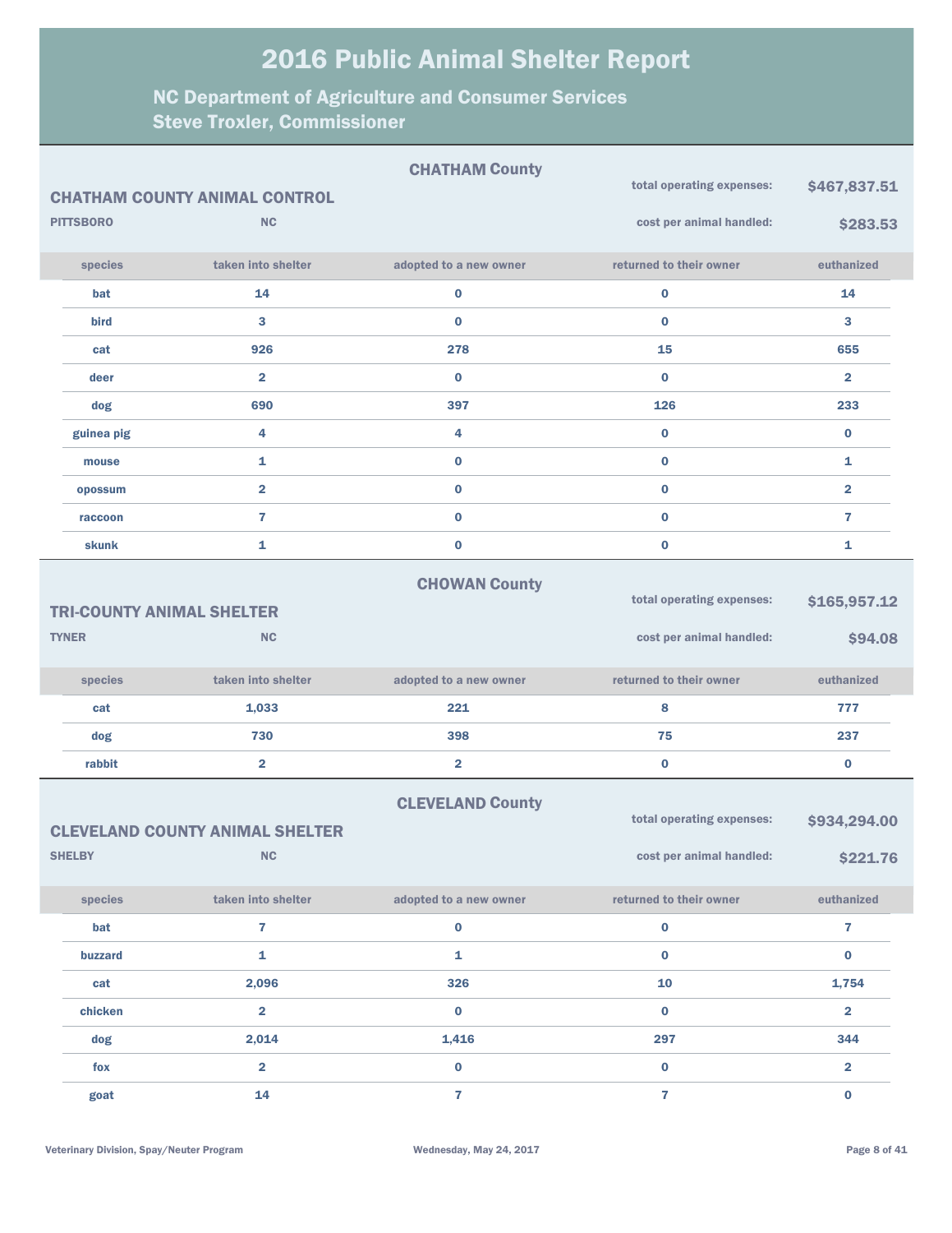# 2016 Public Animal Shelter Report

## NC Department of Agriculture and Consumer Services
## Steve Troxler, Commissioner

### CHATHAM County

**CHATHAM COUNTY ANIMAL CONTROL**

**PITTSBORO** **NC**

total operating expenses: **$467,837.51**

cost per animal handled: **$283.53**

| species | taken into shelter | adopted to a new owner | returned to their owner | euthanized |
|---|---|---|---|---|
| bat | 14 | 0 | 0 | 14 |
| bird | 3 | 0 | 0 | 3 |
| cat | 926 | 278 | 15 | 655 |
| deer | 2 | 0 | 0 | 2 |
| dog | 690 | 397 | 126 | 233 |
| guinea pig | 4 | 4 | 0 | 0 |
| mouse | 1 | 0 | 0 | 1 |
| opossum | 2 | 0 | 0 | 2 |
| raccoon | 7 | 0 | 0 | 7 |
| skunk | 1 | 0 | 0 | 1 |

### CHOWAN County

**TRI-COUNTY ANIMAL SHELTER**

**TYNER** **NC**

total operating expenses: **$165,957.12**

cost per animal handled: **$94.08**

| species | taken into shelter | adopted to a new owner | returned to their owner | euthanized |
|---|---|---|---|---|
| cat | 1,033 | 221 | 8 | 777 |
| dog | 730 | 398 | 75 | 237 |
| rabbit | 2 | 2 | 0 | 0 |

### CLEVELAND County

**CLEVELAND COUNTY ANIMAL SHELTER**

**SHELBY** **NC**

total operating expenses: **$934,294.00**

cost per animal handled: **$221.76**

| species | taken into shelter | adopted to a new owner | returned to their owner | euthanized |
|---|---|---|---|---|
| bat | 7 | 0 | 0 | 7 |
| buzzard | 1 | 1 | 0 | 0 |
| cat | 2,096 | 326 | 10 | 1,754 |
| chicken | 2 | 0 | 0 | 2 |
| dog | 2,014 | 1,416 | 297 | 344 |
| fox | 2 | 0 | 0 | 2 |
| goat | 14 | 7 | 7 | 0 |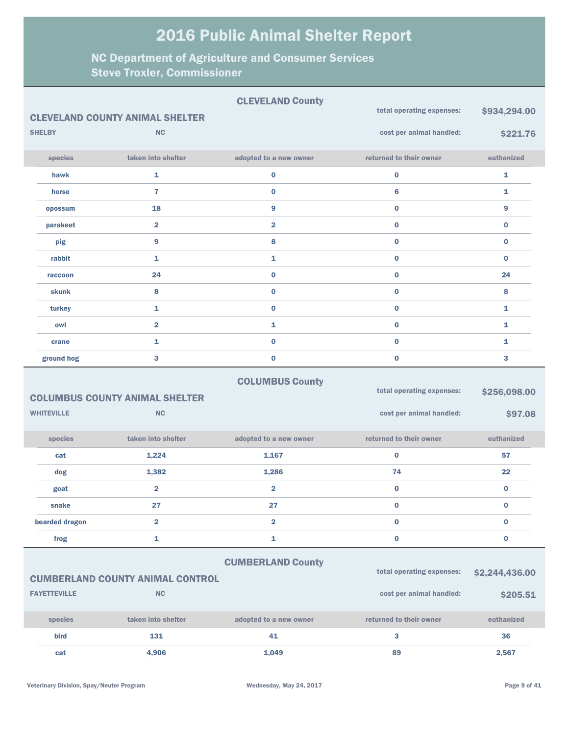# 2016 Public Animal Shelter Report

## NC Department of Agriculture and Consumer Services
## Steve Troxler, Commissioner

### CLEVELAND County

**CLEVELAND COUNTY ANIMAL SHELTER**
SHELBY NC

total operating expenses: **$934,294.00**
cost per animal handled: **$221.76**

| species | taken into shelter | adopted to a new owner | returned to their owner | euthanized |
|---|---|---|---|---|
| hawk | 1 | 0 | 0 | 1 |
| horse | 7 | 0 | 6 | 1 |
| opossum | 18 | 9 | 0 | 9 |
| parakeet | 2 | 2 | 0 | 0 |
| pig | 9 | 8 | 0 | 0 |
| rabbit | 1 | 1 | 0 | 0 |
| raccoon | 24 | 0 | 0 | 24 |
| skunk | 8 | 0 | 0 | 8 |
| turkey | 1 | 0 | 0 | 1 |
| owl | 2 | 1 | 0 | 1 |
| crane | 1 | 0 | 0 | 1 |
| ground hog | 3 | 0 | 0 | 3 |

### COLUMBUS County

**COLUMBUS COUNTY ANIMAL SHELTER**
WHITEVILLE NC

total operating expenses: **$256,098.00**
cost per animal handled: **$97.08**

| species | taken into shelter | adopted to a new owner | returned to their owner | euthanized |
|---|---|---|---|---|
| cat | 1,224 | 1,167 | 0 | 57 |
| dog | 1,382 | 1,286 | 74 | 22 |
| goat | 2 | 2 | 0 | 0 |
| snake | 27 | 27 | 0 | 0 |
| bearded dragon | 2 | 2 | 0 | 0 |
| frog | 1 | 1 | 0 | 0 |

### CUMBERLAND County

**CUMBERLAND COUNTY ANIMAL CONTROL**
FAYETTEVILLE NC

total operating expenses: **$2,244,436.00**
cost per animal handled: **$205.51**

| species | taken into shelter | adopted to a new owner | returned to their owner | euthanized |
|---|---|---|---|---|
| bird | 131 | 41 | 3 | 36 |
| cat | 4,906 | 1,049 | 89 | 2,567 |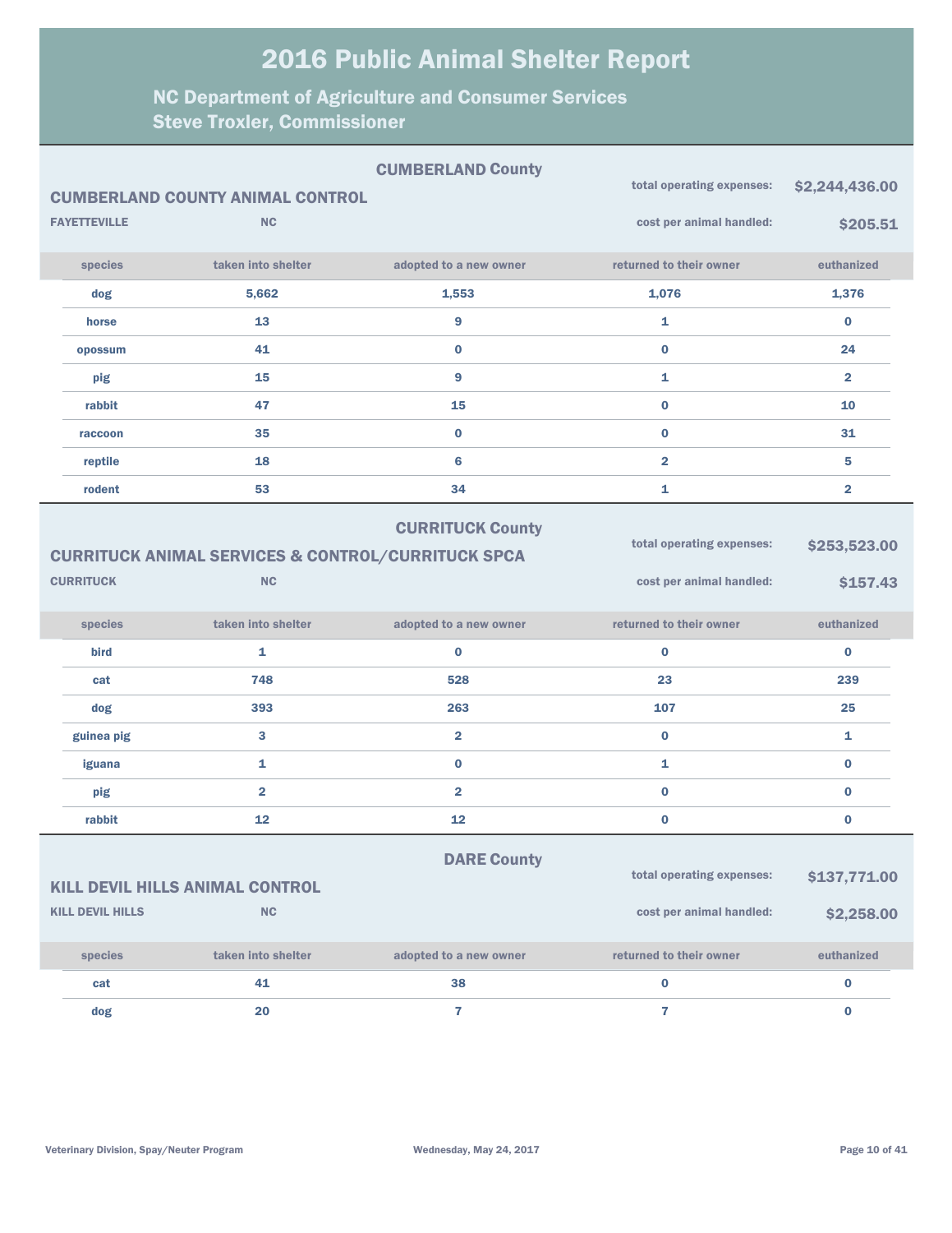# 2016 Public Animal Shelter Report

## NC Department of Agriculture and Consumer Services
## Steve Troxler, Commissioner

### CUMBERLAND County

**CUMBERLAND COUNTY ANIMAL CONTROL**

**FAYETTEVILLE** **NC**

total operating expenses: **$2,244,436.00**

cost per animal handled: **$205.51**

| species | taken into shelter | adopted to a new owner | returned to their owner | euthanized |
|---|---|---|---|---|
| dog | 5,662 | 1,553 | 1,076 | 1,376 |
| horse | 13 | 9 | 1 | 0 |
| opossum | 41 | 0 | 0 | 24 |
| pig | 15 | 9 | 1 | 2 |
| rabbit | 47 | 15 | 0 | 10 |
| raccoon | 35 | 0 | 0 | 31 |
| reptile | 18 | 6 | 2 | 5 |
| rodent | 53 | 34 | 1 | 2 |

### CURRITUCK County

**CURRITUCK ANIMAL SERVICES & CONTROL/CURRITUCK SPCA**

**CURRITUCK** **NC**

total operating expenses: **$253,523.00**

cost per animal handled: **$157.43**

| species | taken into shelter | adopted to a new owner | returned to their owner | euthanized |
|---|---|---|---|---|
| bird | 1 | 0 | 0 | 0 |
| cat | 748 | 528 | 23 | 239 |
| dog | 393 | 263 | 107 | 25 |
| guinea pig | 3 | 2 | 0 | 1 |
| iguana | 1 | 0 | 1 | 0 |
| pig | 2 | 2 | 0 | 0 |
| rabbit | 12 | 12 | 0 | 0 |

### DARE County

**KILL DEVIL HILLS ANIMAL CONTROL**

**KILL DEVIL HILLS** **NC**

total operating expenses: **$137,771.00**

cost per animal handled: **$2,258.00**

| species | taken into shelter | adopted to a new owner | returned to their owner | euthanized |
|---|---|---|---|---|
| cat | 41 | 38 | 0 | 0 |
| dog | 20 | 7 | 7 | 0 |

Veterinary Division, Spay/Neuter Program — Wednesday, May 24, 2017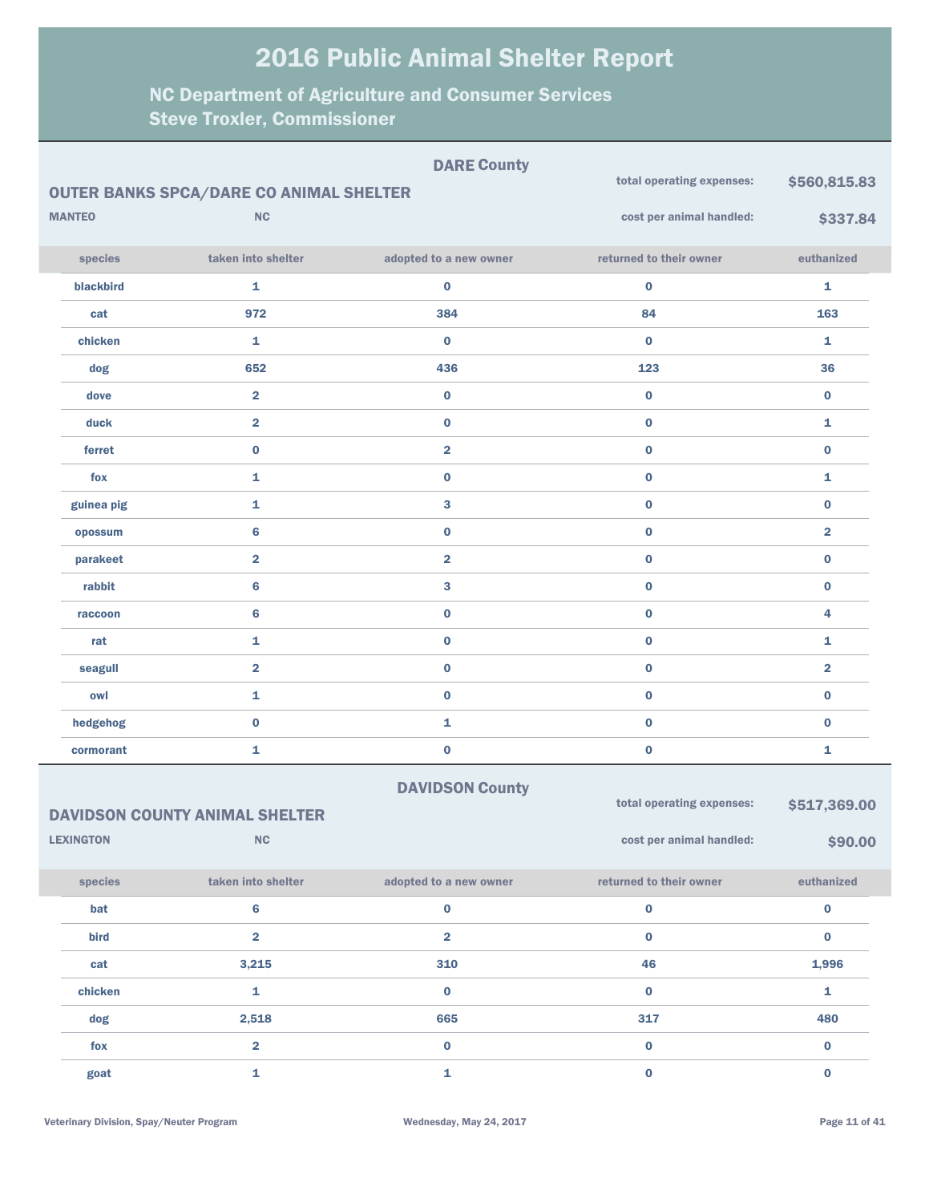# 2016 Public Animal Shelter Report

## NC Department of Agriculture and Consumer Services
## Steve Troxler, Commissioner

### DARE County

**OUTER BANKS SPCA/DARE CO ANIMAL SHELTER**

**MANTEO** **NC**

total operating expenses: **$560,815.83**

cost per animal handled: **$337.84**

| species | taken into shelter | adopted to a new owner | returned to their owner | euthanized |
|---|---|---|---|---|
| blackbird | 1 | 0 | 0 | 1 |
| cat | 972 | 384 | 84 | 163 |
| chicken | 1 | 0 | 0 | 1 |
| dog | 652 | 436 | 123 | 36 |
| dove | 2 | 0 | 0 | 0 |
| duck | 2 | 0 | 0 | 1 |
| ferret | 0 | 2 | 0 | 0 |
| fox | 1 | 0 | 0 | 1 |
| guinea pig | 1 | 3 | 0 | 0 |
| opossum | 6 | 0 | 0 | 2 |
| parakeet | 2 | 2 | 0 | 0 |
| rabbit | 6 | 3 | 0 | 0 |
| raccoon | 6 | 0 | 0 | 4 |
| rat | 1 | 0 | 0 | 1 |
| seagull | 2 | 0 | 0 | 2 |
| owl | 1 | 0 | 0 | 0 |
| hedgehog | 0 | 1 | 0 | 0 |
| cormorant | 1 | 0 | 0 | 1 |

### DAVIDSON County

**DAVIDSON COUNTY ANIMAL SHELTER**

**LEXINGTON** **NC**

total operating expenses: **$517,369.00**

cost per animal handled: **$90.00**

| species | taken into shelter | adopted to a new owner | returned to their owner | euthanized |
|---|---|---|---|---|
| bat | 6 | 0 | 0 | 0 |
| bird | 2 | 2 | 0 | 0 |
| cat | 3,215 | 310 | 46 | 1,996 |
| chicken | 1 | 0 | 0 | 1 |
| dog | 2,518 | 665 | 317 | 480 |
| fox | 2 | 0 | 0 | 0 |
| goat | 1 | 1 | 0 | 0 |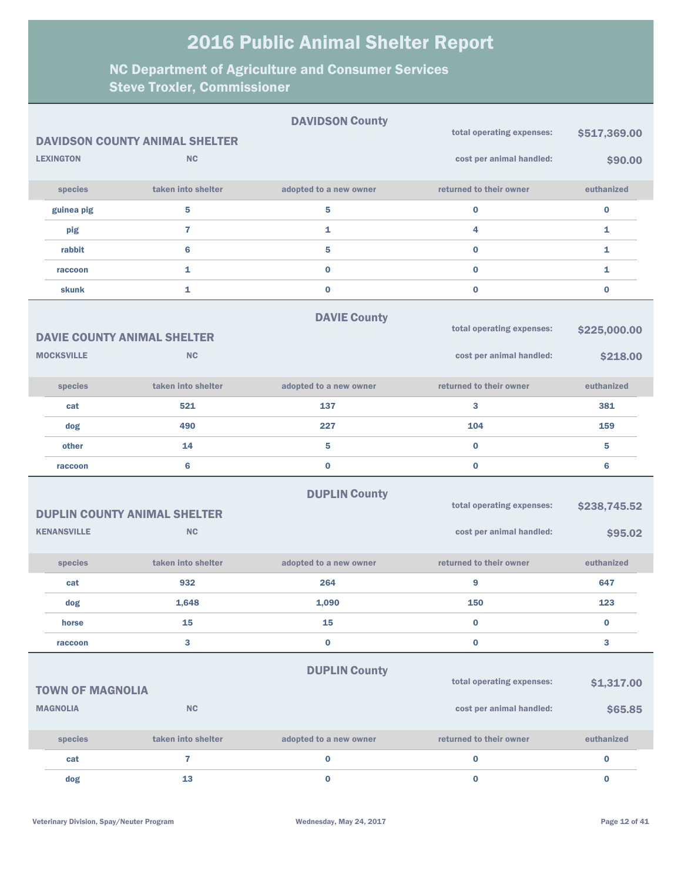# 2016 Public Animal Shelter Report

## NC Department of Agriculture and Consumer Services
## Steve Troxler, Commissioner

### DAVIDSON County

**DAVIDSON COUNTY ANIMAL SHELTER**

**LEXINGTON** **NC**

total operating expenses: **$517,369.00**

cost per animal handled: **$90.00**

| species | taken into shelter | adopted to a new owner | returned to their owner | euthanized |
|---|---|---|---|---|
| guinea pig | 5 | 5 | 0 | 0 |
| pig | 7 | 1 | 4 | 1 |
| rabbit | 6 | 5 | 0 | 1 |
| raccoon | 1 | 0 | 0 | 1 |
| skunk | 1 | 0 | 0 | 0 |

### DAVIE County

**DAVIE COUNTY ANIMAL SHELTER**

**MOCKSVILLE** **NC**

total operating expenses: **$225,000.00**

cost per animal handled: **$218.00**

| species | taken into shelter | adopted to a new owner | returned to their owner | euthanized |
|---|---|---|---|---|
| cat | 521 | 137 | 3 | 381 |
| dog | 490 | 227 | 104 | 159 |
| other | 14 | 5 | 0 | 5 |
| raccoon | 6 | 0 | 0 | 6 |

### DUPLIN County

**DUPLIN COUNTY ANIMAL SHELTER**

**KENANSVILLE** **NC**

total operating expenses: **$238,745.52**

cost per animal handled: **$95.02**

| species | taken into shelter | adopted to a new owner | returned to their owner | euthanized |
|---|---|---|---|---|
| cat | 932 | 264 | 9 | 647 |
| dog | 1,648 | 1,090 | 150 | 123 |
| horse | 15 | 15 | 0 | 0 |
| raccoon | 3 | 0 | 0 | 3 |

### DUPLIN County

**TOWN OF MAGNOLIA**

**MAGNOLIA** **NC**

total operating expenses: **$1,317.00**

cost per animal handled: **$65.85**

| species | taken into shelter | adopted to a new owner | returned to their owner | euthanized |
|---|---|---|---|---|
| cat | 7 | 0 | 0 | 0 |
| dog | 13 | 0 | 0 | 0 |

Veterinary Division, Spay/Neuter Program — Wednesday, May 24, 2017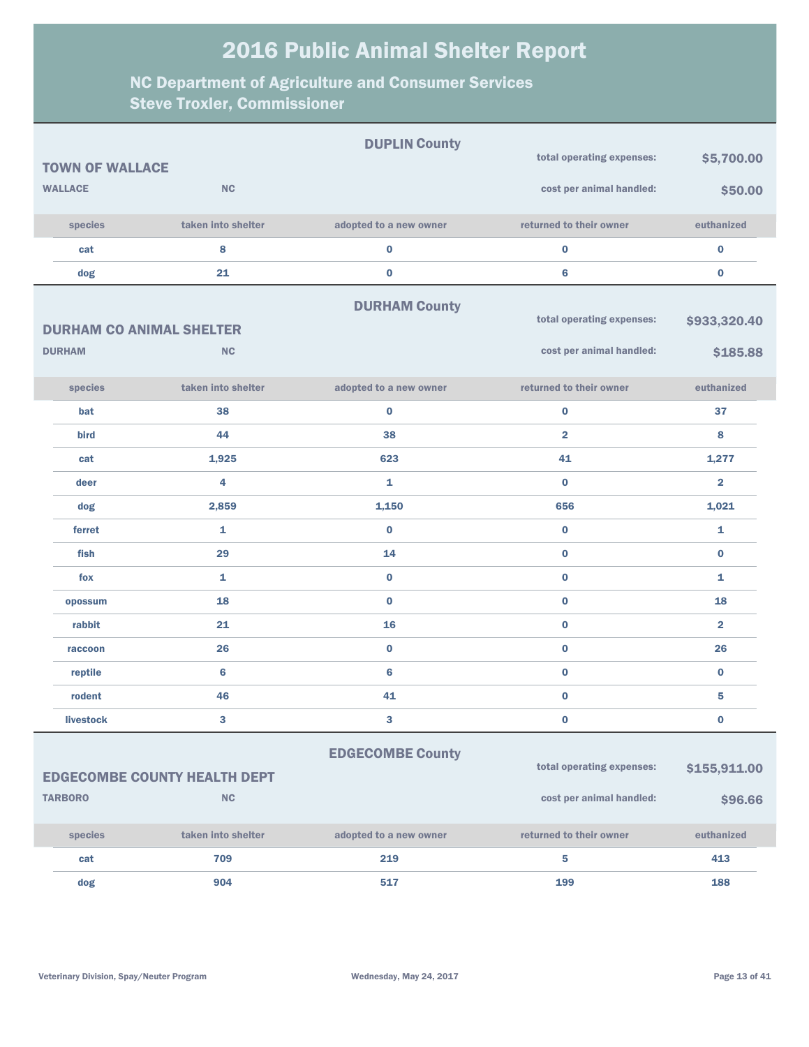# 2016 Public Animal Shelter Report

## NC Department of Agriculture and Consumer Services
## Steve Troxler, Commissioner

### DUPLIN County

**TOWN OF WALLACE**

WALLACE NC

total operating expenses: **$5,700.00**

cost per animal handled: **$50.00**

| species | taken into shelter | adopted to a new owner | returned to their owner | euthanized |
|---|---|---|---|---|
| cat | 8 | 0 | 0 | 0 |
| dog | 21 | 0 | 6 | 0 |

### DURHAM County

**DURHAM CO ANIMAL SHELTER**

DURHAM NC

total operating expenses: **$933,320.40**

cost per animal handled: **$185.88**

| species | taken into shelter | adopted to a new owner | returned to their owner | euthanized |
|---|---|---|---|---|
| bat | 38 | 0 | 0 | 37 |
| bird | 44 | 38 | 2 | 8 |
| cat | 1,925 | 623 | 41 | 1,277 |
| deer | 4 | 1 | 0 | 2 |
| dog | 2,859 | 1,150 | 656 | 1,021 |
| ferret | 1 | 0 | 0 | 1 |
| fish | 29 | 14 | 0 | 0 |
| fox | 1 | 0 | 0 | 1 |
| opossum | 18 | 0 | 0 | 18 |
| rabbit | 21 | 16 | 0 | 2 |
| raccoon | 26 | 0 | 0 | 26 |
| reptile | 6 | 6 | 0 | 0 |
| rodent | 46 | 41 | 0 | 5 |
| livestock | 3 | 3 | 0 | 0 |

### EDGECOMBE County

**EDGECOMBE COUNTY HEALTH DEPT**

TARBORO NC

total operating expenses: **$155,911.00**

cost per animal handled: **$96.66**

| species | taken into shelter | adopted to a new owner | returned to their owner | euthanized |
|---|---|---|---|---|
| cat | 709 | 219 | 5 | 413 |
| dog | 904 | 517 | 199 | 188 |

Veterinary Division, Spay/Neuter Program    Wednesday, May 24, 2017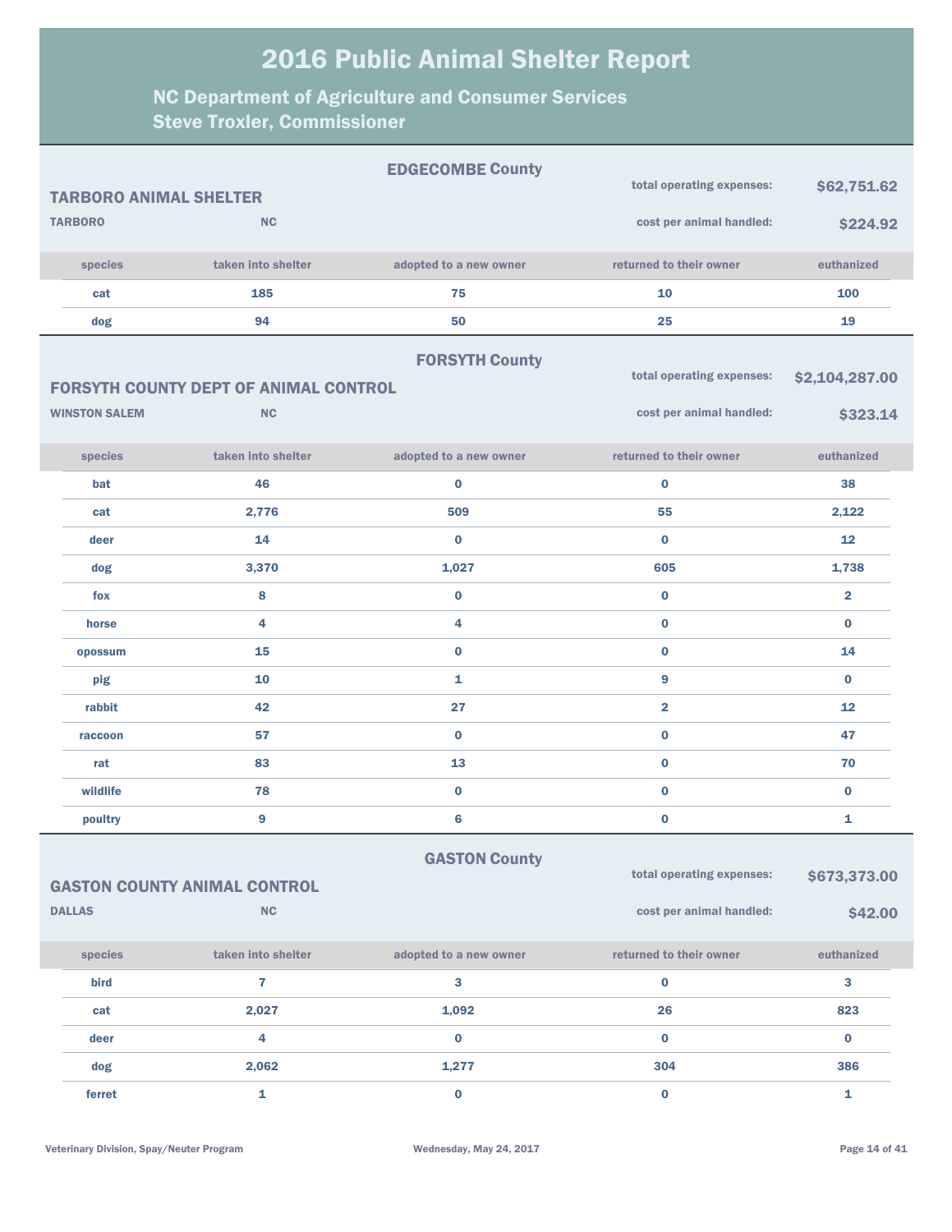# 2016 Public Animal Shelter Report

## NC Department of Agriculture and Consumer Services
## Steve Troxler, Commissioner

### EDGECOMBE County

**TARBORO ANIMAL SHELTER**

**TARBORO** **NC**

total operating expenses: **$62,751.62**

cost per animal handled: **$224.92**

| species | taken into shelter | adopted to a new owner | returned to their owner | euthanized |
|---|---|---|---|---|
| cat | 185 | 75 | 10 | 100 |
| dog | 94 | 50 | 25 | 19 |

### FORSYTH County

**FORSYTH COUNTY DEPT OF ANIMAL CONTROL**

**WINSTON SALEM** **NC**

total operating expenses: **$2,104,287.00**

cost per animal handled: **$323.14**

| species | taken into shelter | adopted to a new owner | returned to their owner | euthanized |
|---|---|---|---|---|
| bat | 46 | 0 | 0 | 38 |
| cat | 2,776 | 509 | 55 | 2,122 |
| deer | 14 | 0 | 0 | 12 |
| dog | 3,370 | 1,027 | 605 | 1,738 |
| fox | 8 | 0 | 0 | 2 |
| horse | 4 | 4 | 0 | 0 |
| opossum | 15 | 0 | 0 | 14 |
| pig | 10 | 1 | 9 | 0 |
| rabbit | 42 | 27 | 2 | 12 |
| raccoon | 57 | 0 | 0 | 47 |
| rat | 83 | 13 | 0 | 70 |
| wildlife | 78 | 0 | 0 | 0 |
| poultry | 9 | 6 | 0 | 1 |

### GASTON County

**GASTON COUNTY ANIMAL CONTROL**

**DALLAS** **NC**

total operating expenses: **$673,373.00**

cost per animal handled: **$42.00**

| species | taken into shelter | adopted to a new owner | returned to their owner | euthanized |
|---|---|---|---|---|
| bird | 7 | 3 | 0 | 3 |
| cat | 2,027 | 1,092 | 26 | 823 |
| deer | 4 | 0 | 0 | 0 |
| dog | 2,062 | 1,277 | 304 | 386 |
| ferret | 1 | 0 | 0 | 1 |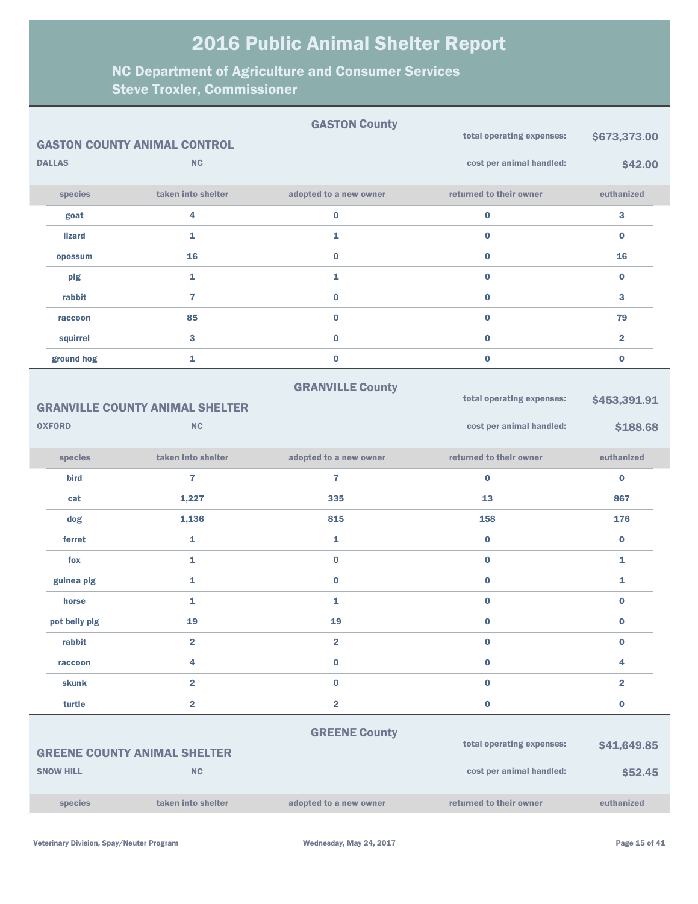# 2016 Public Animal Shelter Report

## NC Department of Agriculture and Consumer Services
## Steve Troxler, Commissioner

### GASTON County

**GASTON COUNTY ANIMAL CONTROL**

**DALLAS** NC

total operating expenses: **$673,373.00**

cost per animal handled: **$42.00**

| species | taken into shelter | adopted to a new owner | returned to their owner | euthanized |
|---|---|---|---|---|
| goat | 4 | 0 | 0 | 3 |
| lizard | 1 | 1 | 0 | 0 |
| opossum | 16 | 0 | 0 | 16 |
| pig | 1 | 1 | 0 | 0 |
| rabbit | 7 | 0 | 0 | 3 |
| raccoon | 85 | 0 | 0 | 79 |
| squirrel | 3 | 0 | 0 | 2 |
| ground hog | 1 | 0 | 0 | 0 |

### GRANVILLE County

**GRANVILLE COUNTY ANIMAL SHELTER**

**OXFORD** NC

total operating expenses: **$453,391.91**

cost per animal handled: **$188.68**

| species | taken into shelter | adopted to a new owner | returned to their owner | euthanized |
|---|---|---|---|---|
| bird | 7 | 7 | 0 | 0 |
| cat | 1,227 | 335 | 13 | 867 |
| dog | 1,136 | 815 | 158 | 176 |
| ferret | 1 | 1 | 0 | 0 |
| fox | 1 | 0 | 0 | 1 |
| guinea pig | 1 | 0 | 0 | 1 |
| horse | 1 | 1 | 0 | 0 |
| pot belly pig | 19 | 19 | 0 | 0 |
| rabbit | 2 | 2 | 0 | 0 |
| raccoon | 4 | 0 | 0 | 4 |
| skunk | 2 | 0 | 0 | 2 |
| turtle | 2 | 2 | 0 | 0 |

### GREENE County

**GREENE COUNTY ANIMAL SHELTER**

**SNOW HILL** NC

total operating expenses: **$41,649.85**

cost per animal handled: **$52.45**

| species | taken into shelter | adopted to a new owner | returned to their owner | euthanized |
|---|---|---|---|---|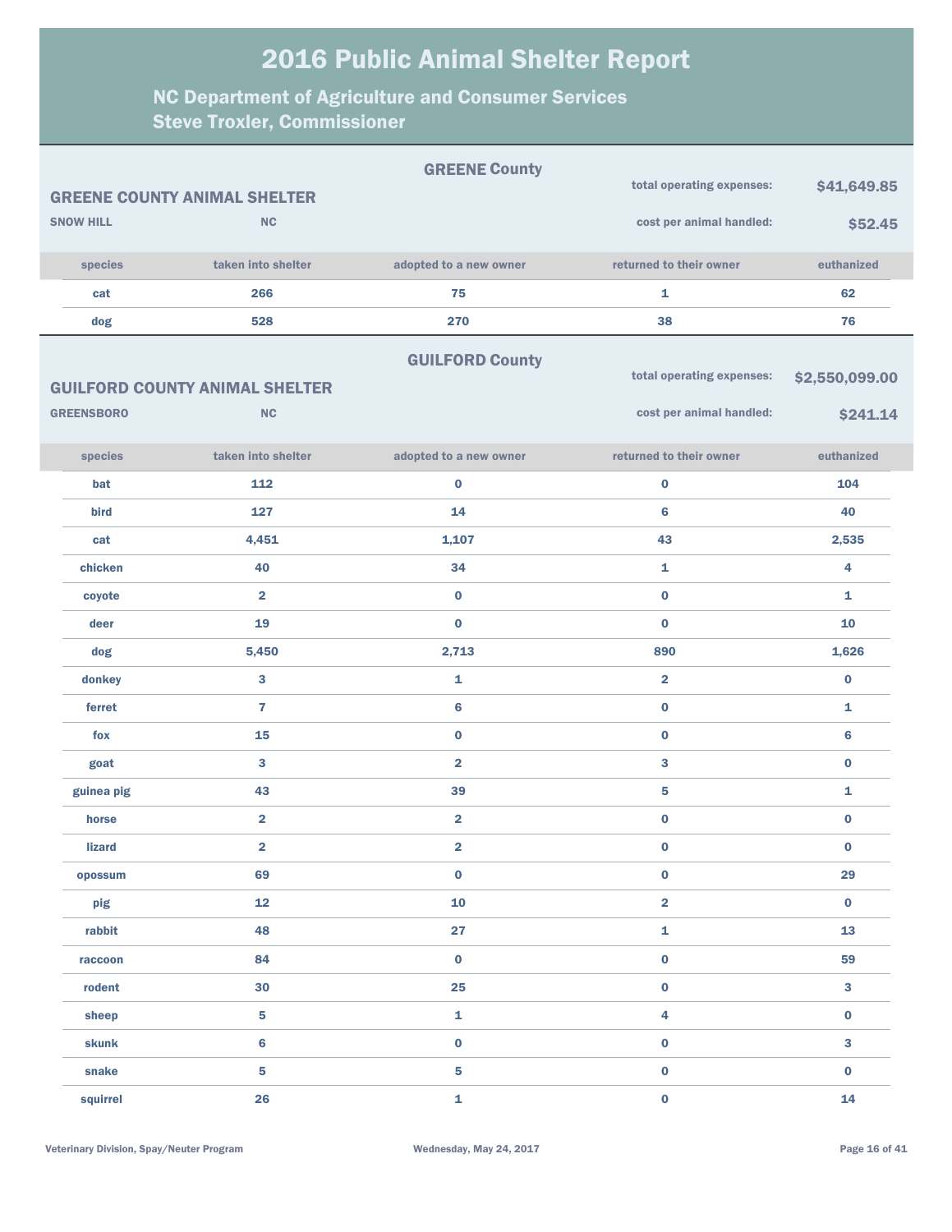# 2016 Public Animal Shelter Report

## NC Department of Agriculture and Consumer Services
## Steve Troxler, Commissioner

### GREENE County

**GREENE COUNTY ANIMAL SHELTER**

**SNOW HILL** **NC**

total operating expenses: **$41,649.85**

cost per animal handled: **$52.45**

| species | taken into shelter | adopted to a new owner | returned to their owner | euthanized |
|---|---|---|---|---|
| cat | 266 | 75 | 1 | 62 |
| dog | 528 | 270 | 38 | 76 |

### GUILFORD County

**GUILFORD COUNTY ANIMAL SHELTER**

**GREENSBORO** **NC**

total operating expenses: **$2,550,099.00**

cost per animal handled: **$241.14**

| species | taken into shelter | adopted to a new owner | returned to their owner | euthanized |
|---|---|---|---|---|
| bat | 112 | 0 | 0 | 104 |
| bird | 127 | 14 | 6 | 40 |
| cat | 4,451 | 1,107 | 43 | 2,535 |
| chicken | 40 | 34 | 1 | 4 |
| coyote | 2 | 0 | 0 | 1 |
| deer | 19 | 0 | 0 | 10 |
| dog | 5,450 | 2,713 | 890 | 1,626 |
| donkey | 3 | 1 | 2 | 0 |
| ferret | 7 | 6 | 0 | 1 |
| fox | 15 | 0 | 0 | 6 |
| goat | 3 | 2 | 3 | 0 |
| guinea pig | 43 | 39 | 5 | 1 |
| horse | 2 | 2 | 0 | 0 |
| lizard | 2 | 2 | 0 | 0 |
| opossum | 69 | 0 | 0 | 29 |
| pig | 12 | 10 | 2 | 0 |
| rabbit | 48 | 27 | 1 | 13 |
| raccoon | 84 | 0 | 0 | 59 |
| rodent | 30 | 25 | 0 | 3 |
| sheep | 5 | 1 | 4 | 0 |
| skunk | 6 | 0 | 0 | 3 |
| snake | 5 | 5 | 0 | 0 |
| squirrel | 26 | 1 | 0 | 14 |

Veterinary Division, Spay/Neuter Program

Wednesday, May 24, 2017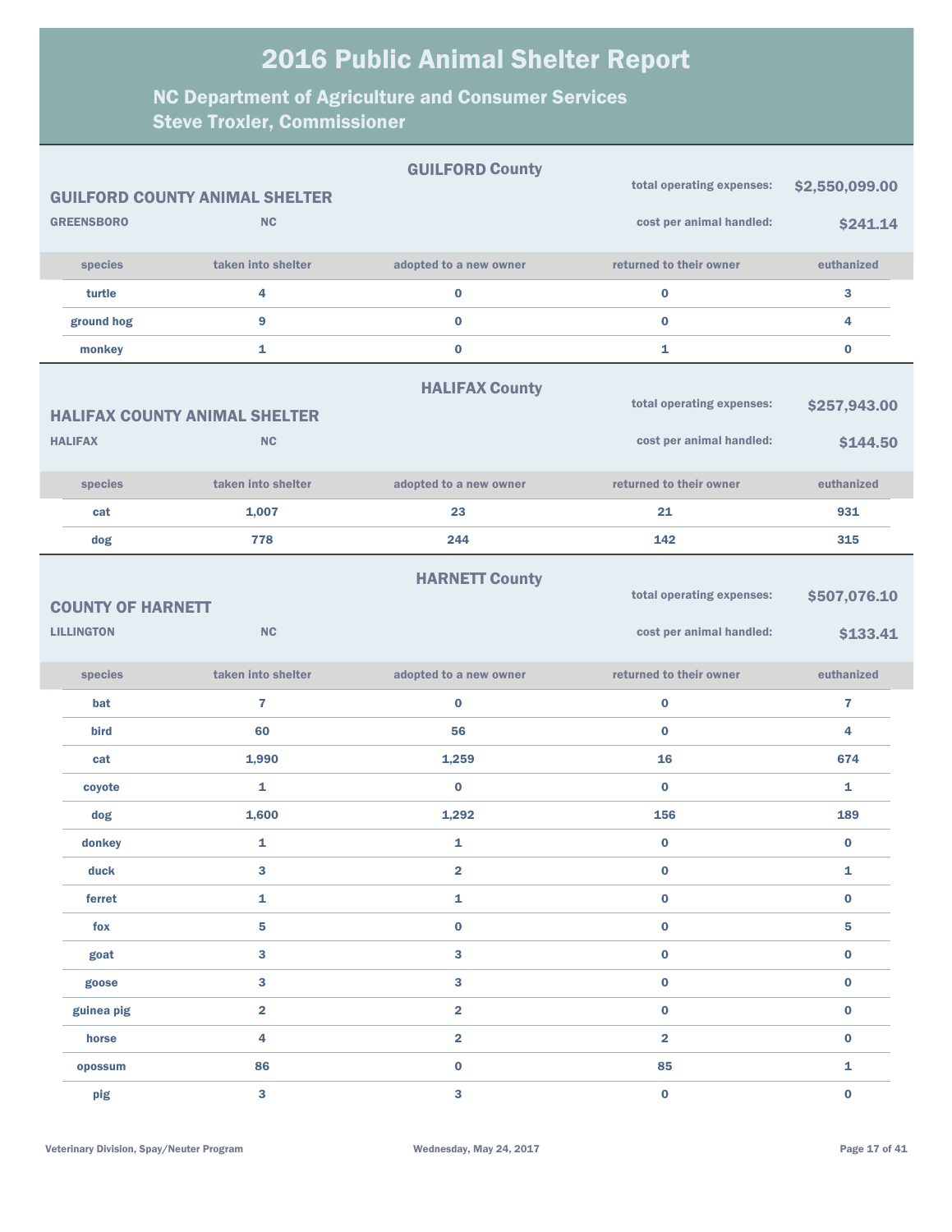# 2016 Public Animal Shelter Report

## NC Department of Agriculture and Consumer Services
## Steve Troxler, Commissioner

### GUILFORD County

**GUILFORD COUNTY ANIMAL SHELTER**

**GREENSBORO** **NC**

total operating expenses: **$2,550,099.00**

cost per animal handled: **$241.14**

| species | taken into shelter | adopted to a new owner | returned to their owner | euthanized |
|---|---|---|---|---|
| turtle | 4 | 0 | 0 | 3 |
| ground hog | 9 | 0 | 0 | 4 |
| monkey | 1 | 0 | 1 | 0 |

### HALIFAX County

**HALIFAX COUNTY ANIMAL SHELTER**

**HALIFAX** **NC**

total operating expenses: **$257,943.00**

cost per animal handled: **$144.50**

| species | taken into shelter | adopted to a new owner | returned to their owner | euthanized |
|---|---|---|---|---|
| cat | 1,007 | 23 | 21 | 931 |
| dog | 778 | 244 | 142 | 315 |

### HARNETT County

**COUNTY OF HARNETT**

**LILLINGTON** **NC**

total operating expenses: **$507,076.10**

cost per animal handled: **$133.41**

| species | taken into shelter | adopted to a new owner | returned to their owner | euthanized |
|---|---|---|---|---|
| bat | 7 | 0 | 0 | 7 |
| bird | 60 | 56 | 0 | 4 |
| cat | 1,990 | 1,259 | 16 | 674 |
| coyote | 1 | 0 | 0 | 1 |
| dog | 1,600 | 1,292 | 156 | 189 |
| donkey | 1 | 1 | 0 | 0 |
| duck | 3 | 2 | 0 | 1 |
| ferret | 1 | 1 | 0 | 0 |
| fox | 5 | 0 | 0 | 5 |
| goat | 3 | 3 | 0 | 0 |
| goose | 3 | 3 | 0 | 0 |
| guinea pig | 2 | 2 | 0 | 0 |
| horse | 4 | 2 | 2 | 0 |
| opossum | 86 | 0 | 85 | 1 |
| pig | 3 | 3 | 0 | 0 |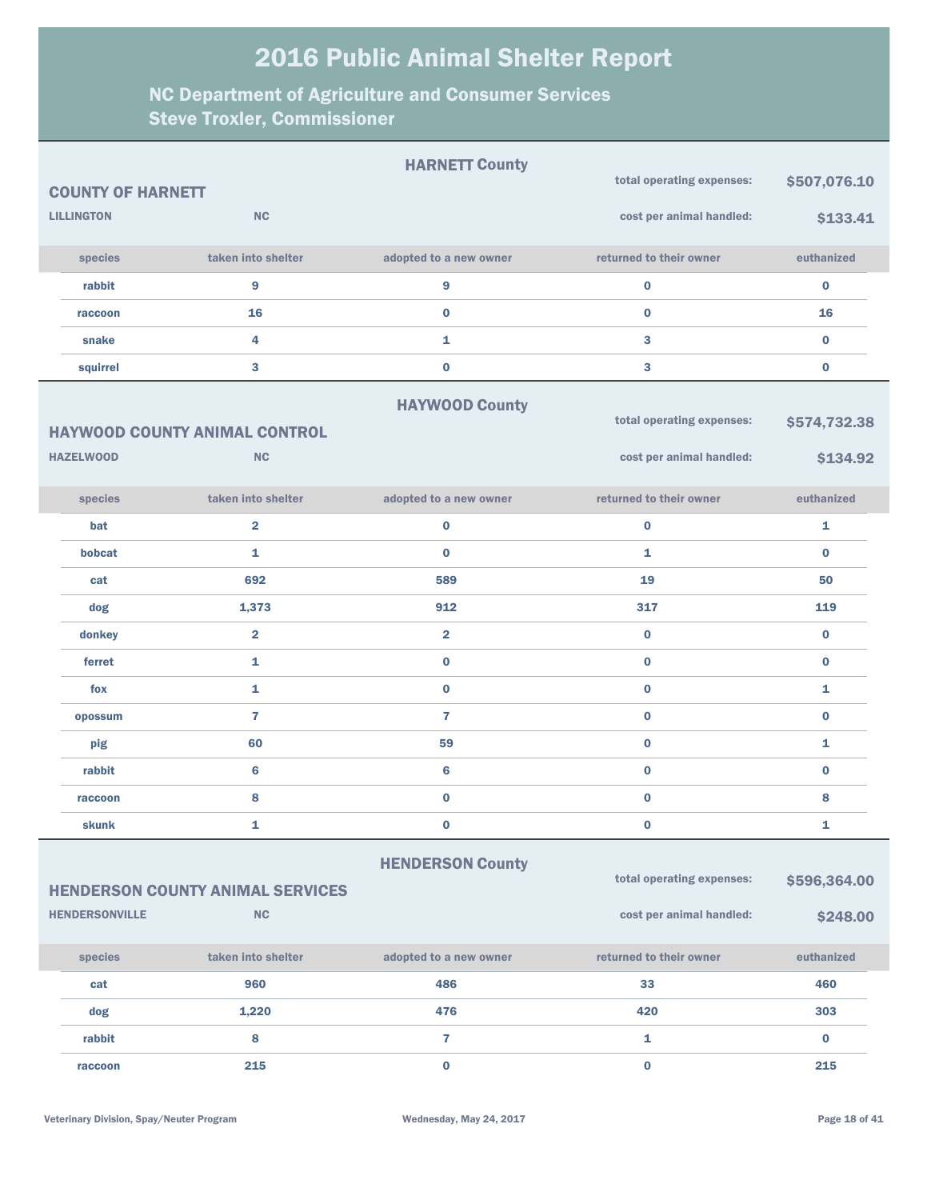# 2016 Public Animal Shelter Report

## NC Department of Agriculture and Consumer Services
## Steve Troxler, Commissioner

### HARNETT County

**COUNTY OF HARNETT**

**LILLINGTON** **NC**

total operating expenses: **$507,076.10**

cost per animal handled: **$133.41**

| species | taken into shelter | adopted to a new owner | returned to their owner | euthanized |
|---|---|---|---|---|
| rabbit | 9 | 9 | 0 | 0 |
| raccoon | 16 | 0 | 0 | 16 |
| snake | 4 | 1 | 3 | 0 |
| squirrel | 3 | 0 | 3 | 0 |

### HAYWOOD County

**HAYWOOD COUNTY ANIMAL CONTROL**

**HAZELWOOD** **NC**

total operating expenses: **$574,732.38**

cost per animal handled: **$134.92**

| species | taken into shelter | adopted to a new owner | returned to their owner | euthanized |
|---|---|---|---|---|
| bat | 2 | 0 | 0 | 1 |
| bobcat | 1 | 0 | 1 | 0 |
| cat | 692 | 589 | 19 | 50 |
| dog | 1,373 | 912 | 317 | 119 |
| donkey | 2 | 2 | 0 | 0 |
| ferret | 1 | 0 | 0 | 0 |
| fox | 1 | 0 | 0 | 1 |
| opossum | 7 | 7 | 0 | 0 |
| pig | 60 | 59 | 0 | 1 |
| rabbit | 6 | 6 | 0 | 0 |
| raccoon | 8 | 0 | 0 | 8 |
| skunk | 1 | 0 | 0 | 1 |

### HENDERSON County

**HENDERSON COUNTY ANIMAL SERVICES**

**HENDERSONVILLE** **NC**

total operating expenses: **$596,364.00**

cost per animal handled: **$248.00**

| species | taken into shelter | adopted to a new owner | returned to their owner | euthanized |
|---|---|---|---|---|
| cat | 960 | 486 | 33 | 460 |
| dog | 1,220 | 476 | 420 | 303 |
| rabbit | 8 | 7 | 1 | 0 |
| raccoon | 215 | 0 | 0 | 215 |

Veterinary Division, Spay/Neuter Program

Wednesday, May 24, 2017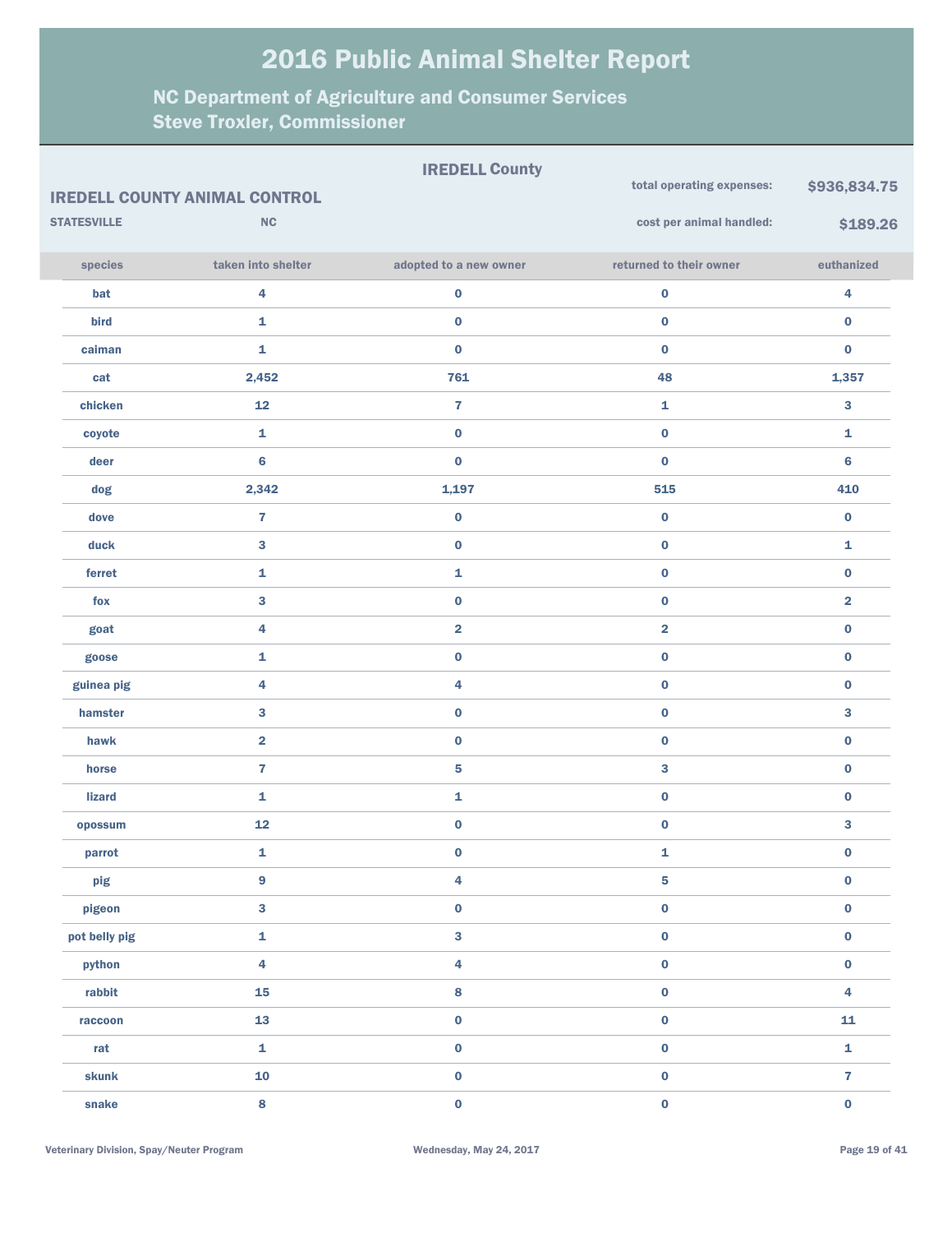# 2016 Public Animal Shelter Report

## NC Department of Agriculture and Consumer Services
## Steve Troxler, Commissioner

**IREDELL County**

**IREDELL COUNTY ANIMAL CONTROL**

**STATESVILLE** **NC**

total operating expenses: **$936,834.75**

cost per animal handled: **$189.26**

| species | taken into shelter | adopted to a new owner | returned to their owner | euthanized |
|---|---|---|---|---|
| bat | 4 | 0 | 0 | 4 |
| bird | 1 | 0 | 0 | 0 |
| caiman | 1 | 0 | 0 | 0 |
| cat | 2,452 | 761 | 48 | 1,357 |
| chicken | 12 | 7 | 1 | 3 |
| coyote | 1 | 0 | 0 | 1 |
| deer | 6 | 0 | 0 | 6 |
| dog | 2,342 | 1,197 | 515 | 410 |
| dove | 7 | 0 | 0 | 0 |
| duck | 3 | 0 | 0 | 1 |
| ferret | 1 | 1 | 0 | 0 |
| fox | 3 | 0 | 0 | 2 |
| goat | 4 | 2 | 2 | 0 |
| goose | 1 | 0 | 0 | 0 |
| guinea pig | 4 | 4 | 0 | 0 |
| hamster | 3 | 0 | 0 | 3 |
| hawk | 2 | 0 | 0 | 0 |
| horse | 7 | 5 | 3 | 0 |
| lizard | 1 | 1 | 0 | 0 |
| opossum | 12 | 0 | 0 | 3 |
| parrot | 1 | 0 | 1 | 0 |
| pig | 9 | 4 | 5 | 0 |
| pigeon | 3 | 0 | 0 | 0 |
| pot belly pig | 1 | 3 | 0 | 0 |
| python | 4 | 4 | 0 | 0 |
| rabbit | 15 | 8 | 0 | 4 |
| raccoon | 13 | 0 | 0 | 11 |
| rat | 1 | 0 | 0 | 1 |
| skunk | 10 | 0 | 0 | 7 |
| snake | 8 | 0 | 0 | 0 |

Veterinary Division, Spay/Neuter Program

Wednesday, May 24, 2017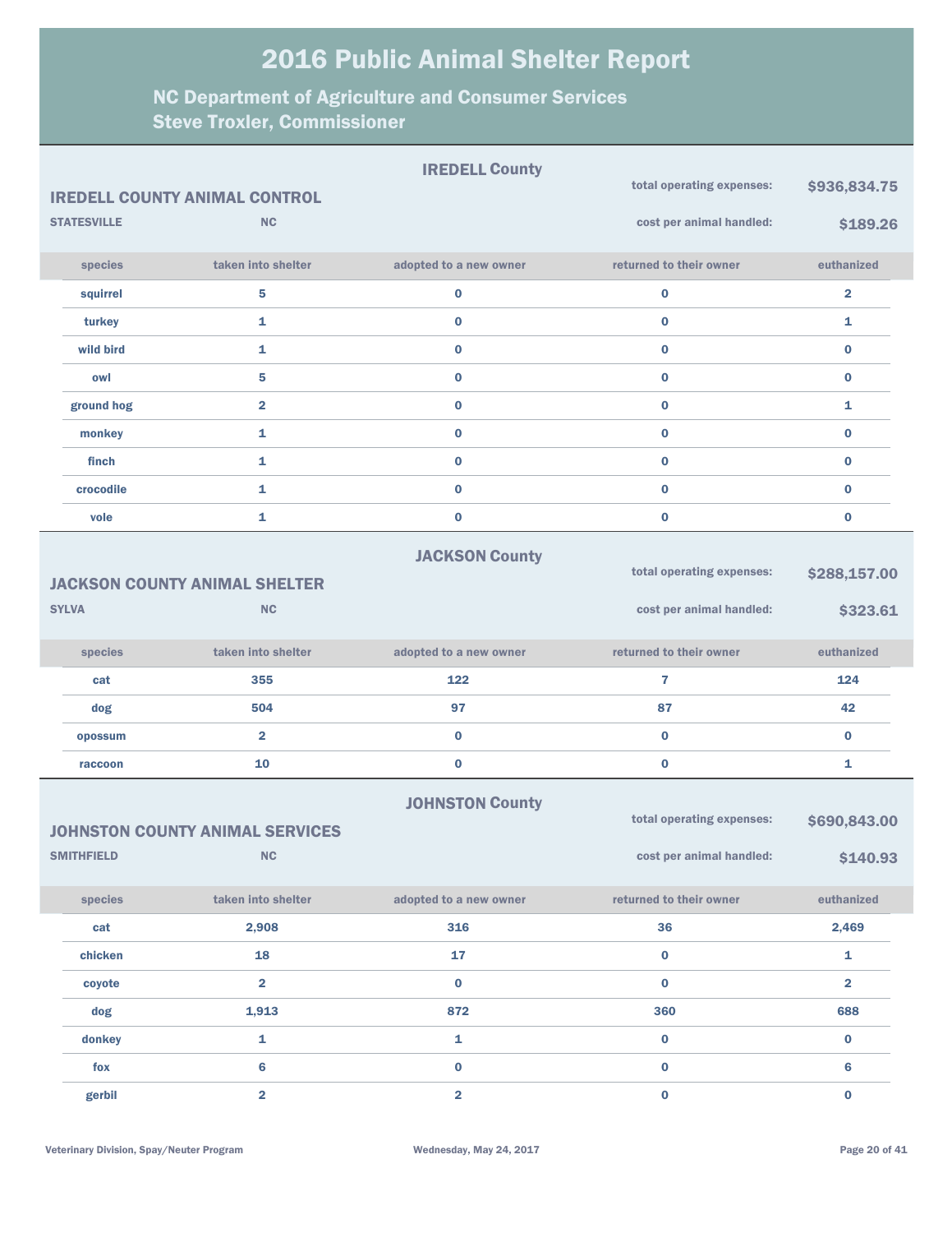# 2016 Public Animal Shelter Report

## NC Department of Agriculture and Consumer Services
## Steve Troxler, Commissioner

### IREDELL County

**IREDELL COUNTY ANIMAL CONTROL**

**STATESVILLE** **NC**

total operating expenses: **$936,834.75**

cost per animal handled: **$189.26**

| species | taken into shelter | adopted to a new owner | returned to their owner | euthanized |
|---|---|---|---|---|
| squirrel | 5 | 0 | 0 | 2 |
| turkey | 1 | 0 | 0 | 1 |
| wild bird | 1 | 0 | 0 | 0 |
| owl | 5 | 0 | 0 | 0 |
| ground hog | 2 | 0 | 0 | 1 |
| monkey | 1 | 0 | 0 | 0 |
| finch | 1 | 0 | 0 | 0 |
| crocodile | 1 | 0 | 0 | 0 |
| vole | 1 | 0 | 0 | 0 |

### JACKSON County

**JACKSON COUNTY ANIMAL SHELTER**

**SYLVA** **NC**

total operating expenses: **$288,157.00**

cost per animal handled: **$323.61**

| species | taken into shelter | adopted to a new owner | returned to their owner | euthanized |
|---|---|---|---|---|
| cat | 355 | 122 | 7 | 124 |
| dog | 504 | 97 | 87 | 42 |
| opossum | 2 | 0 | 0 | 0 |
| raccoon | 10 | 0 | 0 | 1 |

### JOHNSTON County

**JOHNSTON COUNTY ANIMAL SERVICES**

**SMITHFIELD** **NC**

total operating expenses: **$690,843.00**

cost per animal handled: **$140.93**

| species | taken into shelter | adopted to a new owner | returned to their owner | euthanized |
|---|---|---|---|---|
| cat | 2,908 | 316 | 36 | 2,469 |
| chicken | 18 | 17 | 0 | 1 |
| coyote | 2 | 0 | 0 | 2 |
| dog | 1,913 | 872 | 360 | 688 |
| donkey | 1 | 1 | 0 | 0 |
| fox | 6 | 0 | 0 | 6 |
| gerbil | 2 | 2 | 0 | 0 |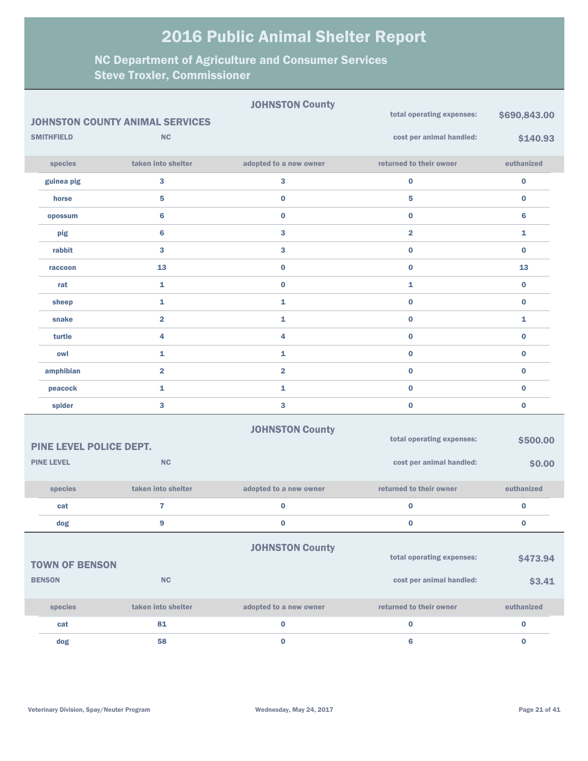# 2016 Public Animal Shelter Report

## NC Department of Agriculture and Consumer Services
## Steve Troxler, Commissioner

### JOHNSTON County

**JOHNSTON COUNTY ANIMAL SERVICES**

**SMITHFIELD** **NC**

total operating expenses: **$690,843.00**

cost per animal handled: **$140.93**

| species | taken into shelter | adopted to a new owner | returned to their owner | euthanized |
|---|---|---|---|---|
| guinea pig | 3 | 3 | 0 | 0 |
| horse | 5 | 0 | 5 | 0 |
| opossum | 6 | 0 | 0 | 6 |
| pig | 6 | 3 | 2 | 1 |
| rabbit | 3 | 3 | 0 | 0 |
| raccoon | 13 | 0 | 0 | 13 |
| rat | 1 | 0 | 1 | 0 |
| sheep | 1 | 1 | 0 | 0 |
| snake | 2 | 1 | 0 | 1 |
| turtle | 4 | 4 | 0 | 0 |
| owl | 1 | 1 | 0 | 0 |
| amphibian | 2 | 2 | 0 | 0 |
| peacock | 1 | 1 | 0 | 0 |
| spider | 3 | 3 | 0 | 0 |

### JOHNSTON County

**PINE LEVEL POLICE DEPT.**

**PINE LEVEL** **NC**

total operating expenses: **$500.00**

cost per animal handled: **$0.00**

| species | taken into shelter | adopted to a new owner | returned to their owner | euthanized |
|---|---|---|---|---|
| cat | 7 | 0 | 0 | 0 |
| dog | 9 | 0 | 0 | 0 |

### JOHNSTON County

**TOWN OF BENSON**

**BENSON** **NC**

total operating expenses: **$473.94**

cost per animal handled: **$3.41**

| species | taken into shelter | adopted to a new owner | returned to their owner | euthanized |
|---|---|---|---|---|
| cat | 81 | 0 | 0 | 0 |
| dog | 58 | 0 | 6 | 0 |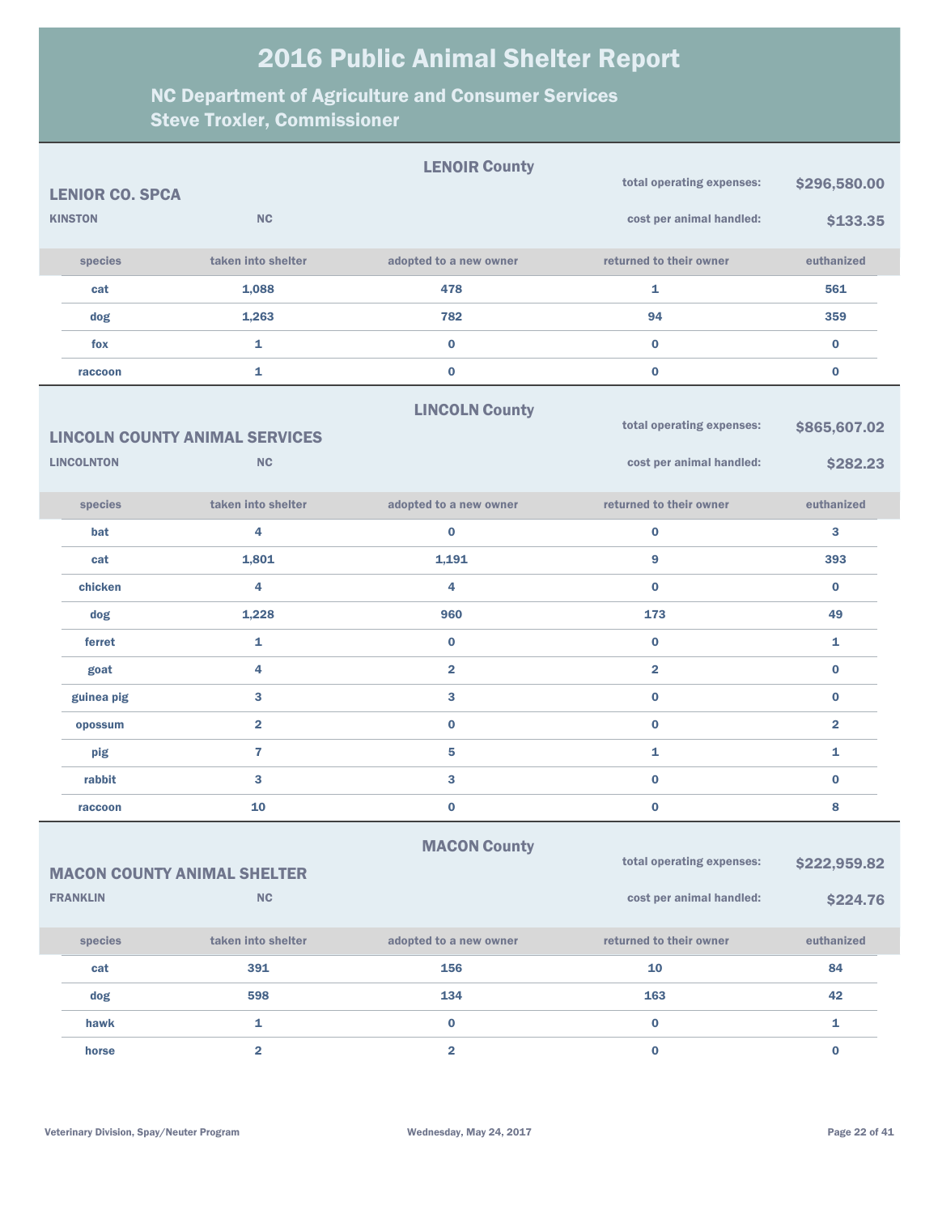# 2016 Public Animal Shelter Report

## NC Department of Agriculture and Consumer Services
## Steve Troxler, Commissioner

### LENOIR County

**LENIOR CO. SPCA**

**KINSTON** NC

total operating expenses: **$296,580.00**

cost per animal handled: **$133.35**

| species | taken into shelter | adopted to a new owner | returned to their owner | euthanized |
|---|---|---|---|---|
| cat | 1,088 | 478 | 1 | 561 |
| dog | 1,263 | 782 | 94 | 359 |
| fox | 1 | 0 | 0 | 0 |
| raccoon | 1 | 0 | 0 | 0 |

### LINCOLN County

**LINCOLN COUNTY ANIMAL SERVICES**

**LINCOLNTON** NC

total operating expenses: **$865,607.02**

cost per animal handled: **$282.23**

| species | taken into shelter | adopted to a new owner | returned to their owner | euthanized |
|---|---|---|---|---|
| bat | 4 | 0 | 0 | 3 |
| cat | 1,801 | 1,191 | 9 | 393 |
| chicken | 4 | 4 | 0 | 0 |
| dog | 1,228 | 960 | 173 | 49 |
| ferret | 1 | 0 | 0 | 1 |
| goat | 4 | 2 | 2 | 0 |
| guinea pig | 3 | 3 | 0 | 0 |
| opossum | 2 | 0 | 0 | 2 |
| pig | 7 | 5 | 1 | 1 |
| rabbit | 3 | 3 | 0 | 0 |
| raccoon | 10 | 0 | 0 | 8 |

### MACON County

**MACON COUNTY ANIMAL SHELTER**

**FRANKLIN** NC

total operating expenses: **$222,959.82**

cost per animal handled: **$224.76**

| species | taken into shelter | adopted to a new owner | returned to their owner | euthanized |
|---|---|---|---|---|
| cat | 391 | 156 | 10 | 84 |
| dog | 598 | 134 | 163 | 42 |
| hawk | 1 | 0 | 0 | 1 |
| horse | 2 | 2 | 0 | 0 |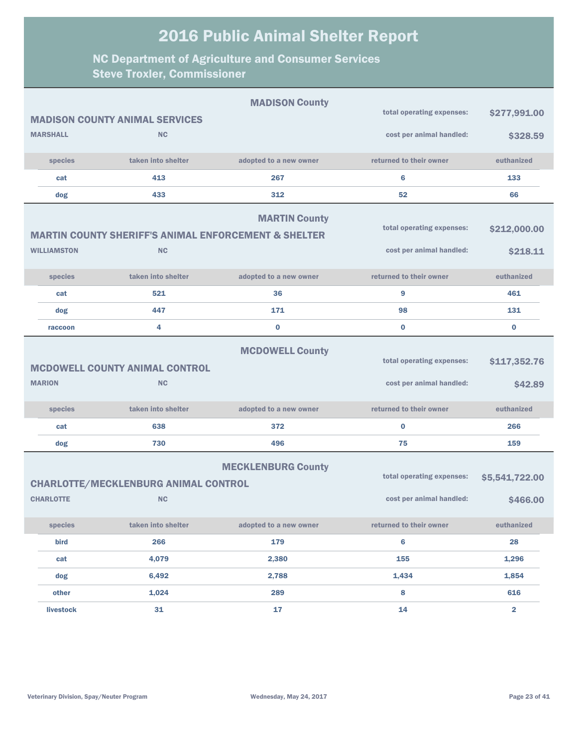# 2016 Public Animal Shelter Report

## NC Department of Agriculture and Consumer Services
## Steve Troxler, Commissioner

### MADISON County

**MADISON COUNTY ANIMAL SERVICES**

**MARSHALL** NC

total operating expenses: **$277,991.00**

cost per animal handled: **$328.59**

| species | taken into shelter | adopted to a new owner | returned to their owner | euthanized |
|---|---|---|---|---|
| cat | 413 | 267 | 6 | 133 |
| dog | 433 | 312 | 52 | 66 |

### MARTIN County

**MARTIN COUNTY SHERIFF'S ANIMAL ENFORCEMENT & SHELTER**

**WILLIAMSTON** NC

total operating expenses: **$212,000.00**

cost per animal handled: **$218.11**

| species | taken into shelter | adopted to a new owner | returned to their owner | euthanized |
|---|---|---|---|---|
| cat | 521 | 36 | 9 | 461 |
| dog | 447 | 171 | 98 | 131 |
| raccoon | 4 | 0 | 0 | 0 |

### MCDOWELL County

**MCDOWELL COUNTY ANIMAL CONTROL**

**MARION** NC

total operating expenses: **$117,352.76**

cost per animal handled: **$42.89**

| species | taken into shelter | adopted to a new owner | returned to their owner | euthanized |
|---|---|---|---|---|
| cat | 638 | 372 | 0 | 266 |
| dog | 730 | 496 | 75 | 159 |

### MECKLENBURG County

**CHARLOTTE/MECKLENBURG ANIMAL CONTROL**

**CHARLOTTE** NC

total operating expenses: **$5,541,722.00**

cost per animal handled: **$466.00**

| species | taken into shelter | adopted to a new owner | returned to their owner | euthanized |
|---|---|---|---|---|
| bird | 266 | 179 | 6 | 28 |
| cat | 4,079 | 2,380 | 155 | 1,296 |
| dog | 6,492 | 2,788 | 1,434 | 1,854 |
| other | 1,024 | 289 | 8 | 616 |
| livestock | 31 | 17 | 14 | 2 |

Veterinary Division, Spay/Neuter Program — Wednesday, May 24, 2017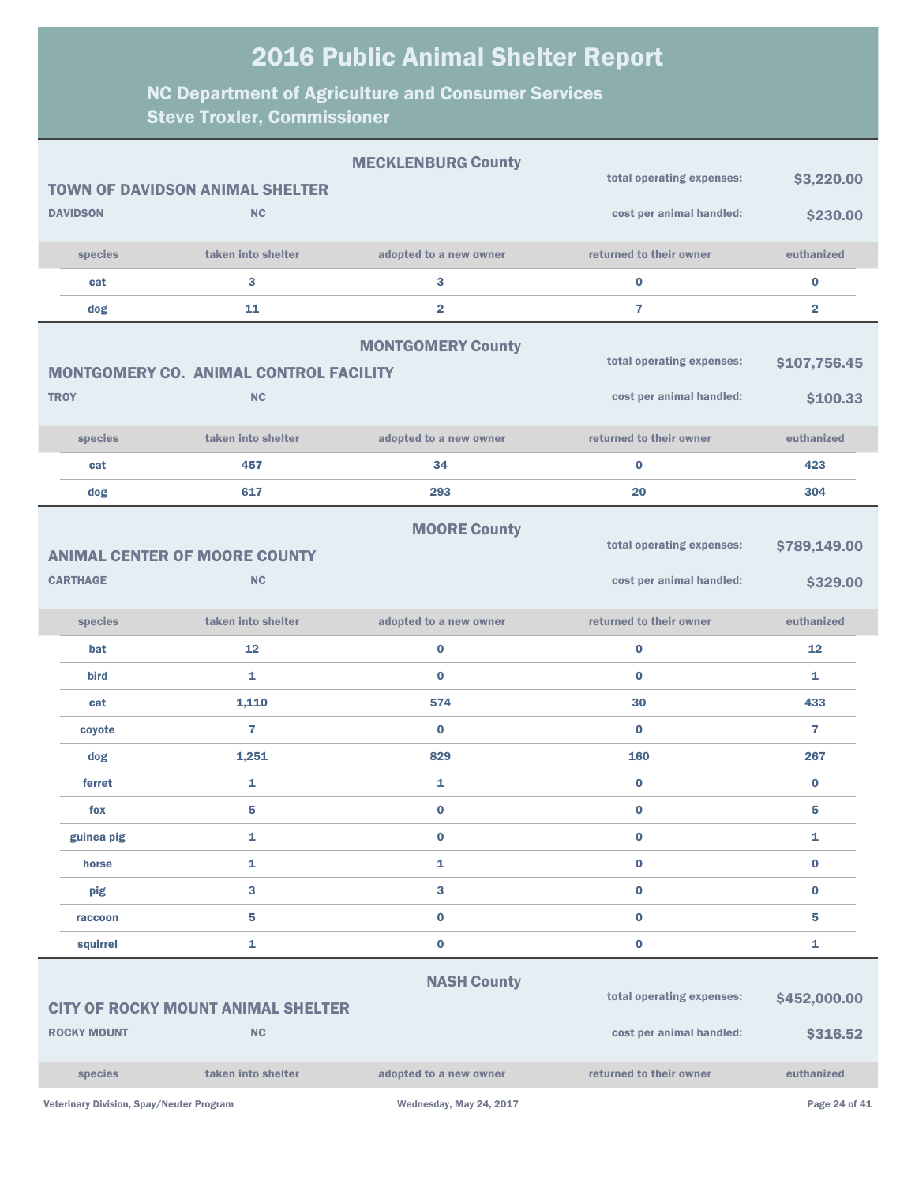# 2016 Public Animal Shelter Report

## NC Department of Agriculture and Consumer Services
## Steve Troxler, Commissioner

### MECKLENBURG County

**TOWN OF DAVIDSON ANIMAL SHELTER**

**DAVIDSON** **NC**

total operating expenses: **$3,220.00**

cost per animal handled: **$230.00**

| species | taken into shelter | adopted to a new owner | returned to their owner | euthanized |
|---|---|---|---|---|
| cat | 3 | 3 | 0 | 0 |
| dog | 11 | 2 | 7 | 2 |

### MONTGOMERY County

**MONTGOMERY CO. ANIMAL CONTROL FACILITY**

**TROY** **NC**

total operating expenses: **$107,756.45**

cost per animal handled: **$100.33**

| species | taken into shelter | adopted to a new owner | returned to their owner | euthanized |
|---|---|---|---|---|
| cat | 457 | 34 | 0 | 423 |
| dog | 617 | 293 | 20 | 304 |

### MOORE County

**ANIMAL CENTER OF MOORE COUNTY**

**CARTHAGE** **NC**

total operating expenses: **$789,149.00**

cost per animal handled: **$329.00**

| species | taken into shelter | adopted to a new owner | returned to their owner | euthanized |
|---|---|---|---|---|
| bat | 12 | 0 | 0 | 12 |
| bird | 1 | 0 | 0 | 1 |
| cat | 1,110 | 574 | 30 | 433 |
| coyote | 7 | 0 | 0 | 7 |
| dog | 1,251 | 829 | 160 | 267 |
| ferret | 1 | 1 | 0 | 0 |
| fox | 5 | 0 | 0 | 5 |
| guinea pig | 1 | 0 | 0 | 1 |
| horse | 1 | 1 | 0 | 0 |
| pig | 3 | 3 | 0 | 0 |
| raccoon | 5 | 0 | 0 | 5 |
| squirrel | 1 | 0 | 0 | 1 |

### NASH County

**CITY OF ROCKY MOUNT ANIMAL SHELTER**

**ROCKY MOUNT** **NC**

total operating expenses: **$452,000.00**

cost per animal handled: **$316.52**

| species | taken into shelter | adopted to a new owner | returned to their owner | euthanized |
|---|---|---|---|---|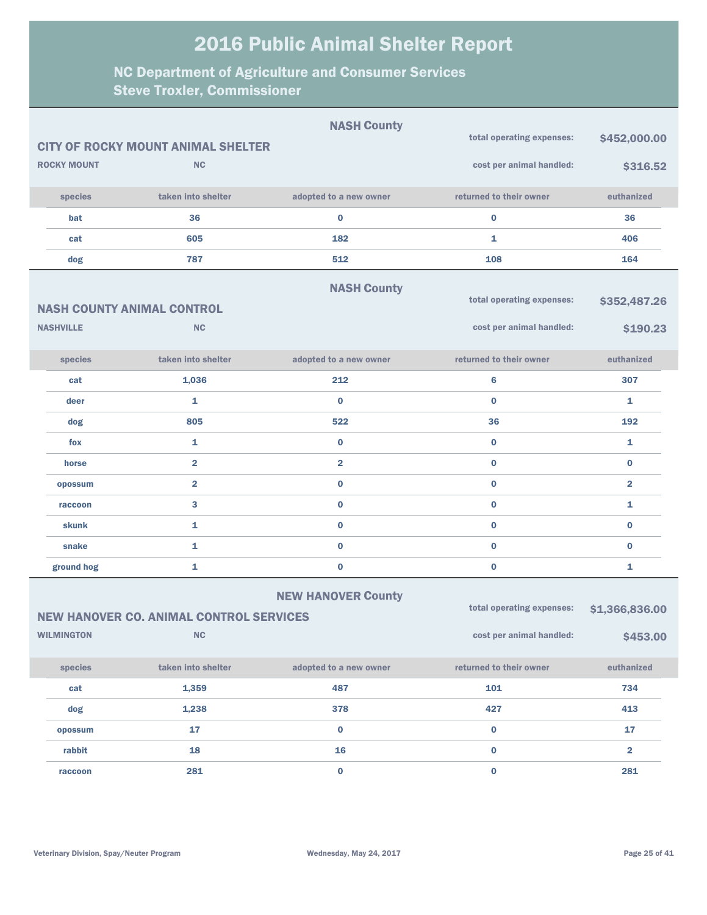# 2016 Public Animal Shelter Report

## NC Department of Agriculture and Consumer Services
## Steve Troxler, Commissioner

### NASH County

**CITY OF ROCKY MOUNT ANIMAL SHELTER**

**ROCKY MOUNT** NC

total operating expenses: **$452,000.00**

cost per animal handled: **$316.52**

| species | taken into shelter | adopted to a new owner | returned to their owner | euthanized |
|---|---|---|---|---|
| bat | 36 | 0 | 0 | 36 |
| cat | 605 | 182 | 1 | 406 |
| dog | 787 | 512 | 108 | 164 |

### NASH County

**NASH COUNTY ANIMAL CONTROL**

**NASHVILLE** NC

total operating expenses: **$352,487.26**

cost per animal handled: **$190.23**

| species | taken into shelter | adopted to a new owner | returned to their owner | euthanized |
|---|---|---|---|---|
| cat | 1,036 | 212 | 6 | 307 |
| deer | 1 | 0 | 0 | 1 |
| dog | 805 | 522 | 36 | 192 |
| fox | 1 | 0 | 0 | 1 |
| horse | 2 | 2 | 0 | 0 |
| opossum | 2 | 0 | 0 | 2 |
| raccoon | 3 | 0 | 0 | 1 |
| skunk | 1 | 0 | 0 | 0 |
| snake | 1 | 0 | 0 | 0 |
| ground hog | 1 | 0 | 0 | 1 |

### NEW HANOVER County

**NEW HANOVER CO. ANIMAL CONTROL SERVICES**

**WILMINGTON** NC

total operating expenses: **$1,366,836.00**

cost per animal handled: **$453.00**

| species | taken into shelter | adopted to a new owner | returned to their owner | euthanized |
|---|---|---|---|---|
| cat | 1,359 | 487 | 101 | 734 |
| dog | 1,238 | 378 | 427 | 413 |
| opossum | 17 | 0 | 0 | 17 |
| rabbit | 18 | 16 | 0 | 2 |
| raccoon | 281 | 0 | 0 | 281 |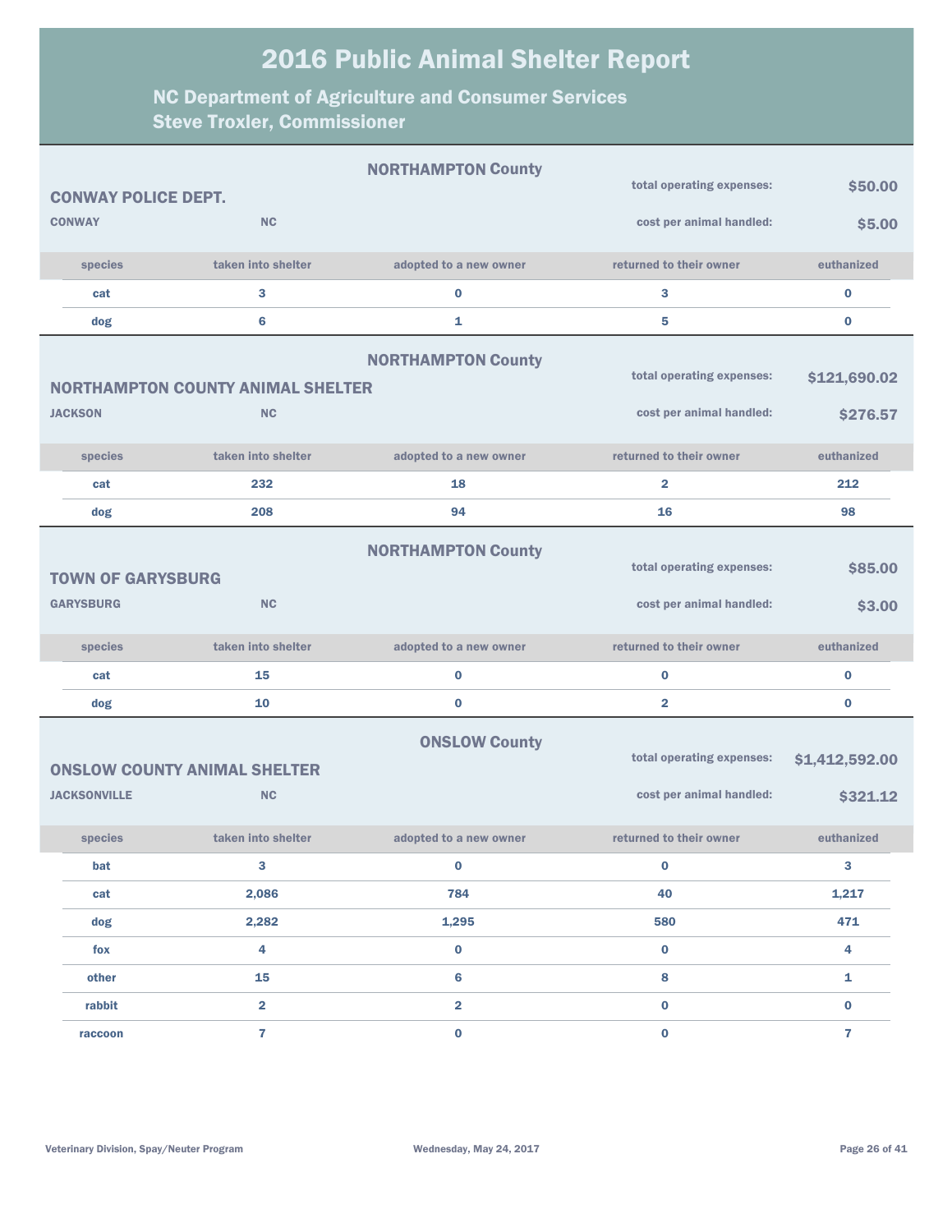# 2016 Public Animal Shelter Report

## NC Department of Agriculture and Consumer Services
## Steve Troxler, Commissioner

### CONWAY POLICE DEPT.

**NORTHAMPTON County**

**CONWAY** **NC**

total operating expenses: **$50.00**

cost per animal handled: **$5.00**

| species | taken into shelter | adopted to a new owner | returned to their owner | euthanized |
|---|---|---|---|---|
| cat | 3 | 0 | 3 | 0 |
| dog | 6 | 1 | 5 | 0 |

### NORTHAMPTON COUNTY ANIMAL SHELTER

**NORTHAMPTON County**

**JACKSON** **NC**

total operating expenses: **$121,690.02**

cost per animal handled: **$276.57**

| species | taken into shelter | adopted to a new owner | returned to their owner | euthanized |
|---|---|---|---|---|
| cat | 232 | 18 | 2 | 212 |
| dog | 208 | 94 | 16 | 98 |

### TOWN OF GARYSBURG

**NORTHAMPTON County**

**GARYSBURG** **NC**

total operating expenses: **$85.00**

cost per animal handled: **$3.00**

| species | taken into shelter | adopted to a new owner | returned to their owner | euthanized |
|---|---|---|---|---|
| cat | 15 | 0 | 0 | 0 |
| dog | 10 | 0 | 2 | 0 |

### ONSLOW COUNTY ANIMAL SHELTER

**ONSLOW County**

**JACKSONVILLE** **NC**

total operating expenses: **$1,412,592.00**

cost per animal handled: **$321.12**

| species | taken into shelter | adopted to a new owner | returned to their owner | euthanized |
|---|---|---|---|---|
| bat | 3 | 0 | 0 | 3 |
| cat | 2,086 | 784 | 40 | 1,217 |
| dog | 2,282 | 1,295 | 580 | 471 |
| fox | 4 | 0 | 0 | 4 |
| other | 15 | 6 | 8 | 1 |
| rabbit | 2 | 2 | 0 | 0 |
| raccoon | 7 | 0 | 0 | 7 |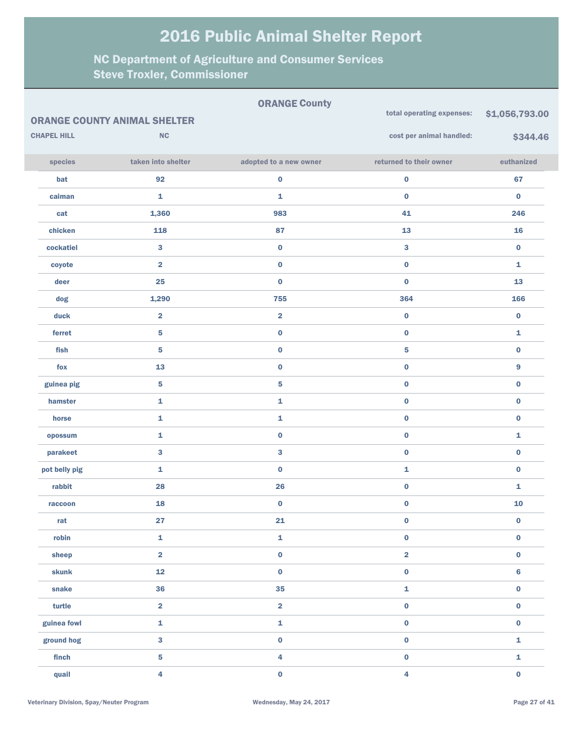# 2016 Public Animal Shelter Report

## NC Department of Agriculture and Consumer Services
## Steve Troxler, Commissioner

**ORANGE County**

**ORANGE COUNTY ANIMAL SHELTER**

**CHAPEL HILL** **NC**

total operating expenses: **$1,056,793.00**

cost per animal handled: **$344.46**

| species | taken into shelter | adopted to a new owner | returned to their owner | euthanized |
|---|---|---|---|---|
| bat | 92 | 0 | 0 | 67 |
| caiman | 1 | 1 | 0 | 0 |
| cat | 1,360 | 983 | 41 | 246 |
| chicken | 118 | 87 | 13 | 16 |
| cockatiel | 3 | 0 | 3 | 0 |
| coyote | 2 | 0 | 0 | 1 |
| deer | 25 | 0 | 0 | 13 |
| dog | 1,290 | 755 | 364 | 166 |
| duck | 2 | 2 | 0 | 0 |
| ferret | 5 | 0 | 0 | 1 |
| fish | 5 | 0 | 5 | 0 |
| fox | 13 | 0 | 0 | 9 |
| guinea pig | 5 | 5 | 0 | 0 |
| hamster | 1 | 1 | 0 | 0 |
| horse | 1 | 1 | 0 | 0 |
| opossum | 1 | 0 | 0 | 1 |
| parakeet | 3 | 3 | 0 | 0 |
| pot belly pig | 1 | 0 | 1 | 0 |
| rabbit | 28 | 26 | 0 | 1 |
| raccoon | 18 | 0 | 0 | 10 |
| rat | 27 | 21 | 0 | 0 |
| robin | 1 | 1 | 0 | 0 |
| sheep | 2 | 0 | 2 | 0 |
| skunk | 12 | 0 | 0 | 6 |
| snake | 36 | 35 | 1 | 0 |
| turtle | 2 | 2 | 0 | 0 |
| guinea fowl | 1 | 1 | 0 | 0 |
| ground hog | 3 | 0 | 0 | 1 |
| finch | 5 | 4 | 0 | 1 |
| quail | 4 | 0 | 4 | 0 |

Veterinary Division, Spay/Neuter Program

Wednesday, May 24, 2017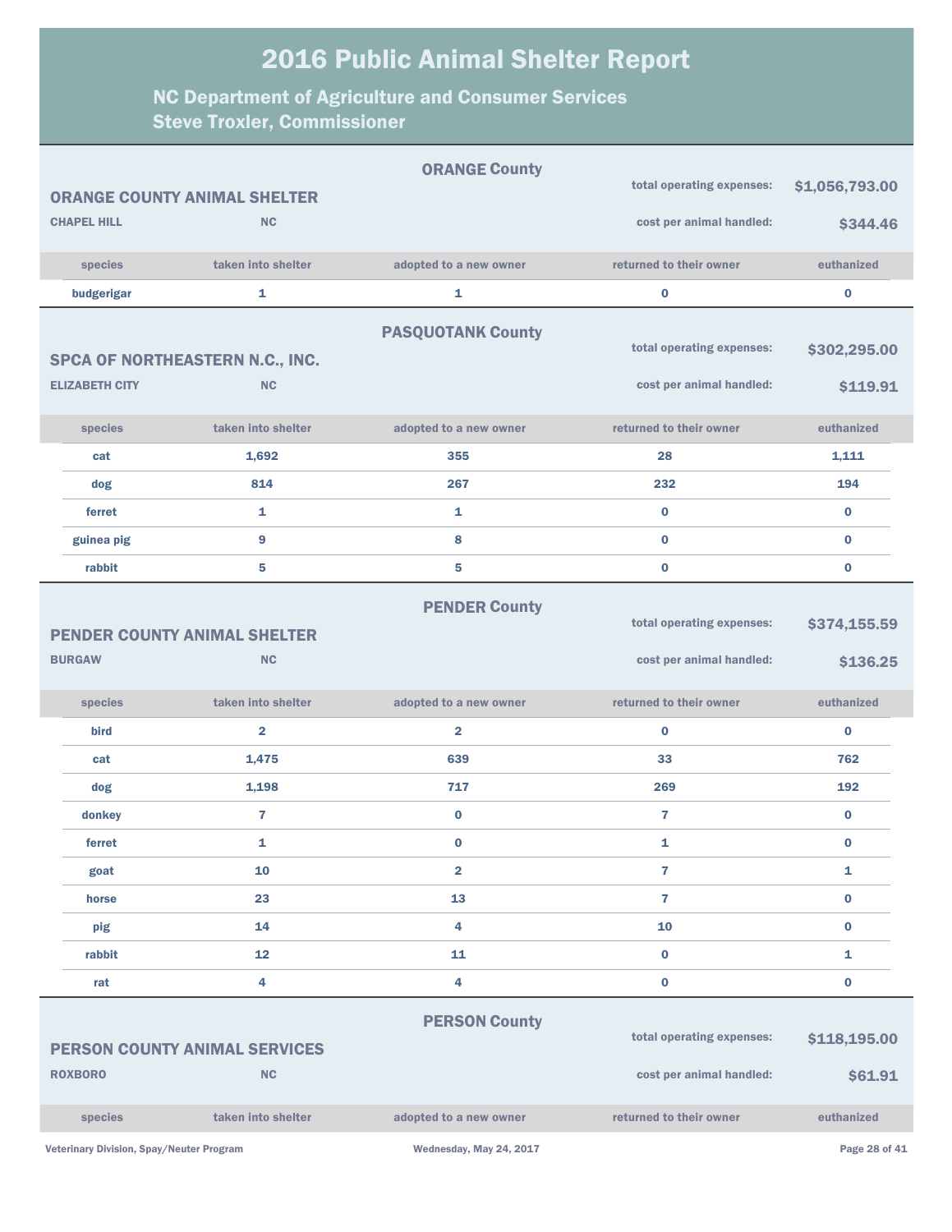# 2016 Public Animal Shelter Report

## NC Department of Agriculture and Consumer Services
## Steve Troxler, Commissioner

### ORANGE County

**ORANGE COUNTY ANIMAL SHELTER**
**CHAPEL HILL** **NC**

total operating expenses: **$1,056,793.00**
cost per animal handled: **$344.46**

| species | taken into shelter | adopted to a new owner | returned to their owner | euthanized |
|---|---|---|---|---|
| budgerigar | 1 | 1 | 0 | 0 |

### PASQUOTANK County

**SPCA OF NORTHEASTERN N.C., INC.**
**ELIZABETH CITY** **NC**

total operating expenses: **$302,295.00**
cost per animal handled: **$119.91**

| species | taken into shelter | adopted to a new owner | returned to their owner | euthanized |
|---|---|---|---|---|
| cat | 1,692 | 355 | 28 | 1,111 |
| dog | 814 | 267 | 232 | 194 |
| ferret | 1 | 1 | 0 | 0 |
| guinea pig | 9 | 8 | 0 | 0 |
| rabbit | 5 | 5 | 0 | 0 |

### PENDER County

**PENDER COUNTY ANIMAL SHELTER**
**BURGAW** **NC**

total operating expenses: **$374,155.59**
cost per animal handled: **$136.25**

| species | taken into shelter | adopted to a new owner | returned to their owner | euthanized |
|---|---|---|---|---|
| bird | 2 | 2 | 0 | 0 |
| cat | 1,475 | 639 | 33 | 762 |
| dog | 1,198 | 717 | 269 | 192 |
| donkey | 7 | 0 | 7 | 0 |
| ferret | 1 | 0 | 1 | 0 |
| goat | 10 | 2 | 7 | 1 |
| horse | 23 | 13 | 7 | 0 |
| pig | 14 | 4 | 10 | 0 |
| rabbit | 12 | 11 | 0 | 1 |
| rat | 4 | 4 | 0 | 0 |

### PERSON County

**PERSON COUNTY ANIMAL SERVICES**
**ROXBORO** **NC**

total operating expenses: **$118,195.00**
cost per animal handled: **$61.91**

| species | taken into shelter | adopted to a new owner | returned to their owner | euthanized |
|---|---|---|---|---|

Veterinary Division, Spay/Neuter Program — Wednesday, May 24, 2017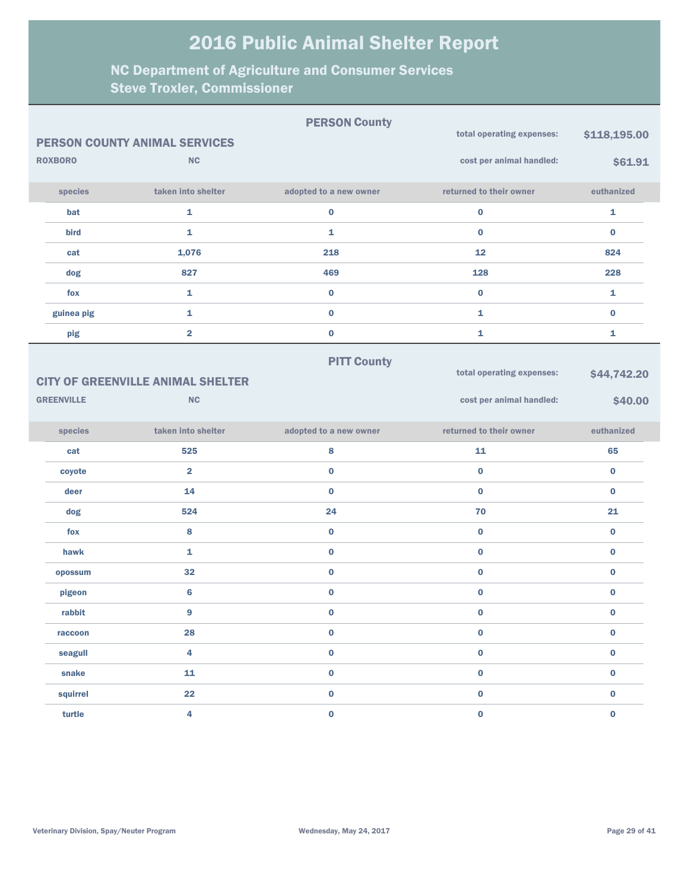# 2016 Public Animal Shelter Report

## NC Department of Agriculture and Consumer Services
## Steve Troxler, Commissioner

### PERSON County

**PERSON COUNTY ANIMAL SERVICES**

ROXBORO NC

total operating expenses: **$118,195.00**

cost per animal handled: **$61.91**

| species | taken into shelter | adopted to a new owner | returned to their owner | euthanized |
|---|---|---|---|---|
| bat | 1 | 0 | 0 | 1 |
| bird | 1 | 1 | 0 | 0 |
| cat | 1,076 | 218 | 12 | 824 |
| dog | 827 | 469 | 128 | 228 |
| fox | 1 | 0 | 0 | 1 |
| guinea pig | 1 | 0 | 1 | 0 |
| pig | 2 | 0 | 1 | 1 |

### PITT County

**CITY OF GREENVILLE ANIMAL SHELTER**

GREENVILLE NC

total operating expenses: **$44,742.20**

cost per animal handled: **$40.00**

| species | taken into shelter | adopted to a new owner | returned to their owner | euthanized |
|---|---|---|---|---|
| cat | 525 | 8 | 11 | 65 |
| coyote | 2 | 0 | 0 | 0 |
| deer | 14 | 0 | 0 | 0 |
| dog | 524 | 24 | 70 | 21 |
| fox | 8 | 0 | 0 | 0 |
| hawk | 1 | 0 | 0 | 0 |
| opossum | 32 | 0 | 0 | 0 |
| pigeon | 6 | 0 | 0 | 0 |
| rabbit | 9 | 0 | 0 | 0 |
| raccoon | 28 | 0 | 0 | 0 |
| seagull | 4 | 0 | 0 | 0 |
| snake | 11 | 0 | 0 | 0 |
| squirrel | 22 | 0 | 0 | 0 |
| turtle | 4 | 0 | 0 | 0 |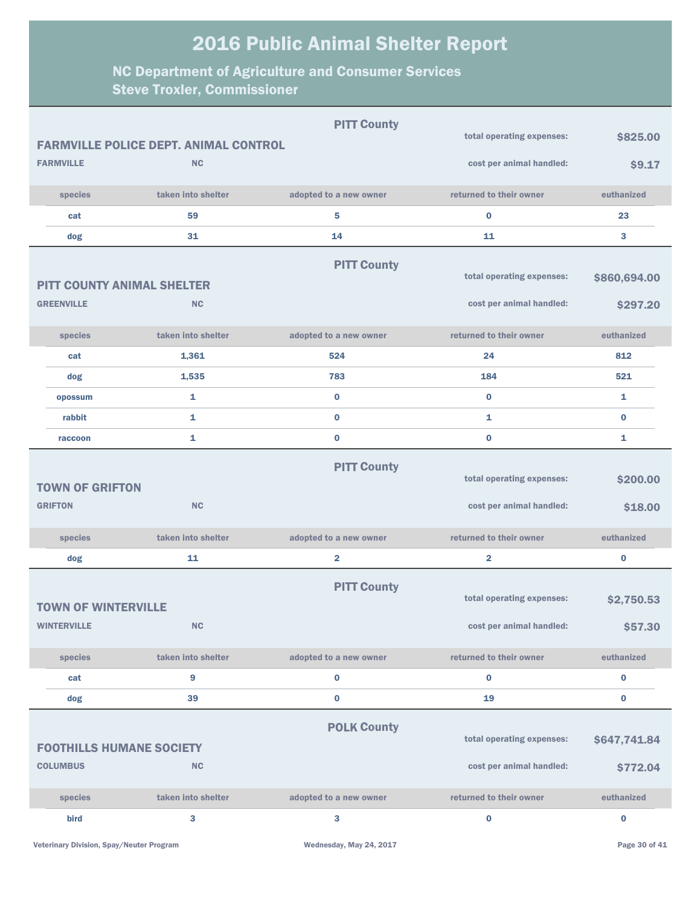# 2016 Public Animal Shelter Report

## NC Department of Agriculture and Consumer Services
## Steve Troxler, Commissioner

---

### FARMVILLE POLICE DEPT. ANIMAL CONTROL

**PITT County**

**FARMVILLE** **NC**

total operating expenses: **$825.00**

cost per animal handled: **$9.17**

| species | taken into shelter | adopted to a new owner | returned to their owner | euthanized |
|---|---|---|---|---|
| cat | 59 | 5 | 0 | 23 |
| dog | 31 | 14 | 11 | 3 |

---

### PITT COUNTY ANIMAL SHELTER

**PITT County**

**GREENVILLE** **NC**

total operating expenses: **$860,694.00**

cost per animal handled: **$297.20**

| species | taken into shelter | adopted to a new owner | returned to their owner | euthanized |
|---|---|---|---|---|
| cat | 1,361 | 524 | 24 | 812 |
| dog | 1,535 | 783 | 184 | 521 |
| opossum | 1 | 0 | 0 | 1 |
| rabbit | 1 | 0 | 1 | 0 |
| raccoon | 1 | 0 | 0 | 1 |

---

### TOWN OF GRIFTON

**PITT County**

**GRIFTON** **NC**

total operating expenses: **$200.00**

cost per animal handled: **$18.00**

| species | taken into shelter | adopted to a new owner | returned to their owner | euthanized |
|---|---|---|---|---|
| dog | 11 | 2 | 2 | 0 |

---

### TOWN OF WINTERVILLE

**PITT County**

**WINTERVILLE** **NC**

total operating expenses: **$2,750.53**

cost per animal handled: **$57.30**

| species | taken into shelter | adopted to a new owner | returned to their owner | euthanized |
|---|---|---|---|---|
| cat | 9 | 0 | 0 | 0 |
| dog | 39 | 0 | 19 | 0 |

---

### FOOTHILLS HUMANE SOCIETY

**POLK County**

**COLUMBUS** **NC**

total operating expenses: **$647,741.84**

cost per animal handled: **$772.04**

| species | taken into shelter | adopted to a new owner | returned to their owner | euthanized |
|---|---|---|---|---|
| bird | 3 | 3 | 0 | 0 |

Veterinary Division, Spay/Neuter Program

Wednesday, May 24, 2017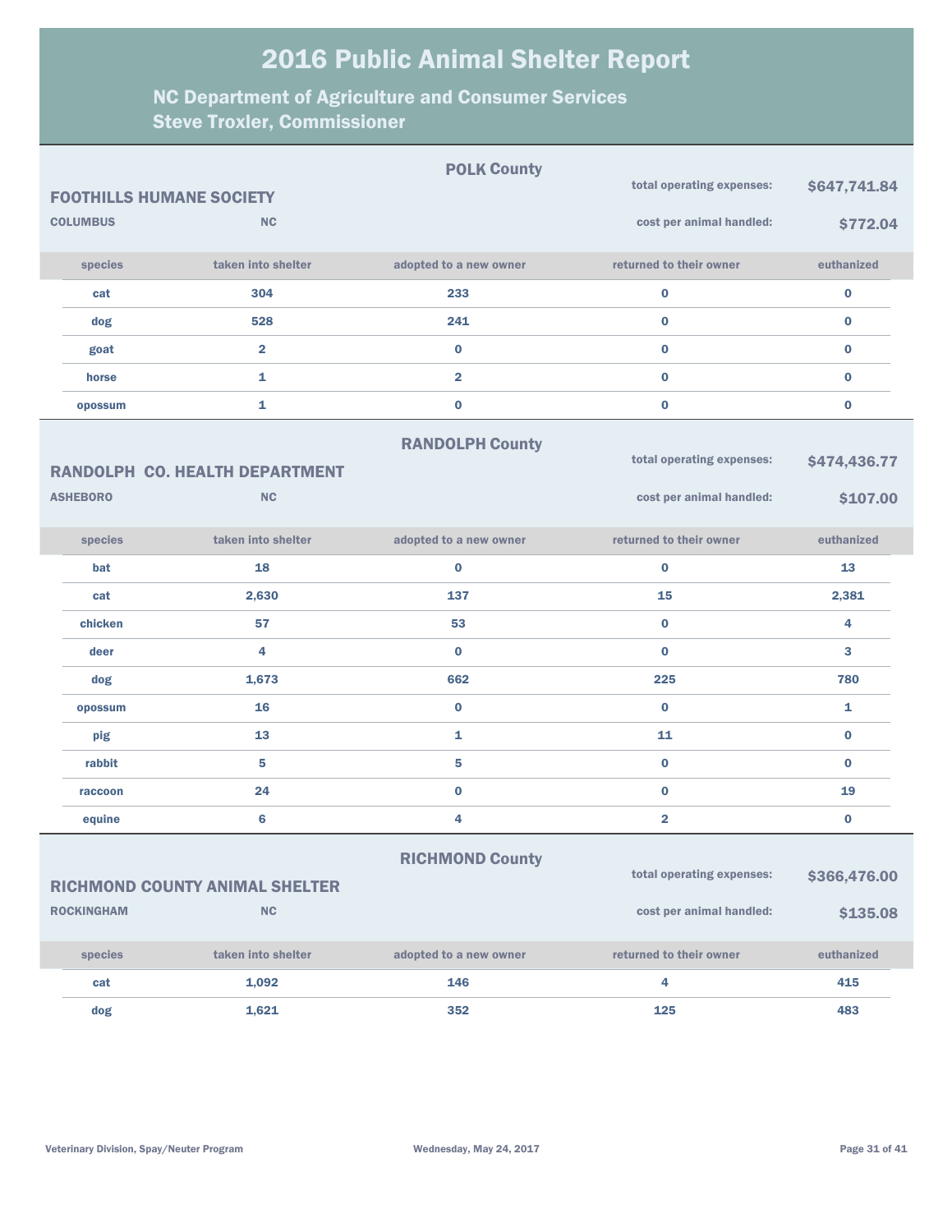# 2016 Public Animal Shelter Report

## NC Department of Agriculture and Consumer Services
## Steve Troxler, Commissioner

### POLK County

**FOOTHILLS HUMANE SOCIETY**
**COLUMBUS** **NC**

total operating expenses: **$647,741.84**
cost per animal handled: **$772.04**

| species | taken into shelter | adopted to a new owner | returned to their owner | euthanized |
|---|---|---|---|---|
| cat | 304 | 233 | 0 | 0 |
| dog | 528 | 241 | 0 | 0 |
| goat | 2 | 0 | 0 | 0 |
| horse | 1 | 2 | 0 | 0 |
| opossum | 1 | 0 | 0 | 0 |

### RANDOLPH County

**RANDOLPH CO. HEALTH DEPARTMENT**
**ASHEBORO** **NC**

total operating expenses: **$474,436.77**
cost per animal handled: **$107.00**

| species | taken into shelter | adopted to a new owner | returned to their owner | euthanized |
|---|---|---|---|---|
| bat | 18 | 0 | 0 | 13 |
| cat | 2,630 | 137 | 15 | 2,381 |
| chicken | 57 | 53 | 0 | 4 |
| deer | 4 | 0 | 0 | 3 |
| dog | 1,673 | 662 | 225 | 780 |
| opossum | 16 | 0 | 0 | 1 |
| pig | 13 | 1 | 11 | 0 |
| rabbit | 5 | 5 | 0 | 0 |
| raccoon | 24 | 0 | 0 | 19 |
| equine | 6 | 4 | 2 | 0 |

### RICHMOND County

**RICHMOND COUNTY ANIMAL SHELTER**
**ROCKINGHAM** **NC**

total operating expenses: **$366,476.00**
cost per animal handled: **$135.08**

| species | taken into shelter | adopted to a new owner | returned to their owner | euthanized |
|---|---|---|---|---|
| cat | 1,092 | 146 | 4 | 415 |
| dog | 1,621 | 352 | 125 | 483 |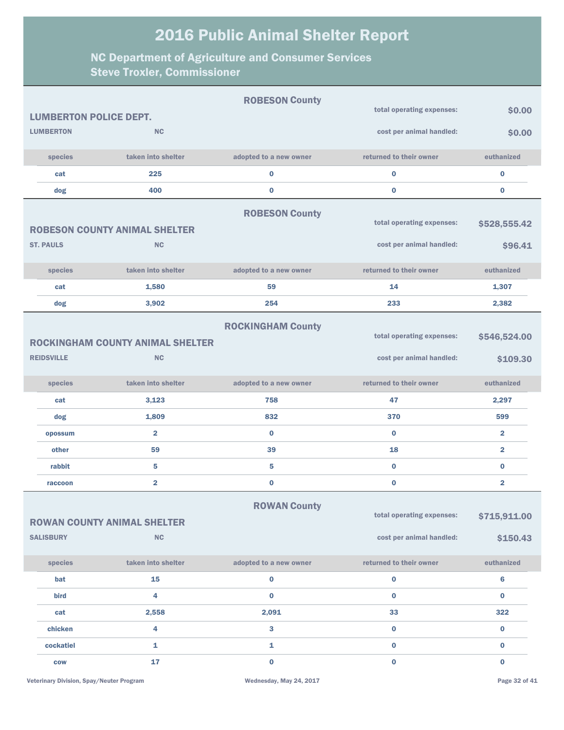# 2016 Public Animal Shelter Report

## NC Department of Agriculture and Consumer Services
## Steve Troxler, Commissioner

### ROBESON County

**LUMBERTON POLICE DEPT.**
**LUMBERTON** **NC**

total operating expenses: **$0.00**
cost per animal handled: **$0.00**

| species | taken into shelter | adopted to a new owner | returned to their owner | euthanized |
|---|---|---|---|---|
| cat | 225 | 0 | 0 | 0 |
| dog | 400 | 0 | 0 | 0 |

### ROBESON County

**ROBESON COUNTY ANIMAL SHELTER**
**ST. PAULS** **NC**

total operating expenses: **$528,555.42**
cost per animal handled: **$96.41**

| species | taken into shelter | adopted to a new owner | returned to their owner | euthanized |
|---|---|---|---|---|
| cat | 1,580 | 59 | 14 | 1,307 |
| dog | 3,902 | 254 | 233 | 2,382 |

### ROCKINGHAM County

**ROCKINGHAM COUNTY ANIMAL SHELTER**
**REIDSVILLE** **NC**

total operating expenses: **$546,524.00**
cost per animal handled: **$109.30**

| species | taken into shelter | adopted to a new owner | returned to their owner | euthanized |
|---|---|---|---|---|
| cat | 3,123 | 758 | 47 | 2,297 |
| dog | 1,809 | 832 | 370 | 599 |
| opossum | 2 | 0 | 0 | 2 |
| other | 59 | 39 | 18 | 2 |
| rabbit | 5 | 5 | 0 | 0 |
| raccoon | 2 | 0 | 0 | 2 |

### ROWAN County

**ROWAN COUNTY ANIMAL SHELTER**
**SALISBURY** **NC**

total operating expenses: **$715,911.00**
cost per animal handled: **$150.43**

| species | taken into shelter | adopted to a new owner | returned to their owner | euthanized |
|---|---|---|---|---|
| bat | 15 | 0 | 0 | 6 |
| bird | 4 | 0 | 0 | 0 |
| cat | 2,558 | 2,091 | 33 | 322 |
| chicken | 4 | 3 | 0 | 0 |
| cockatiel | 1 | 1 | 0 | 0 |
| cow | 17 | 0 | 0 | 0 |

Veterinary Division, Spay/Neuter Program

Wednesday, May 24, 2017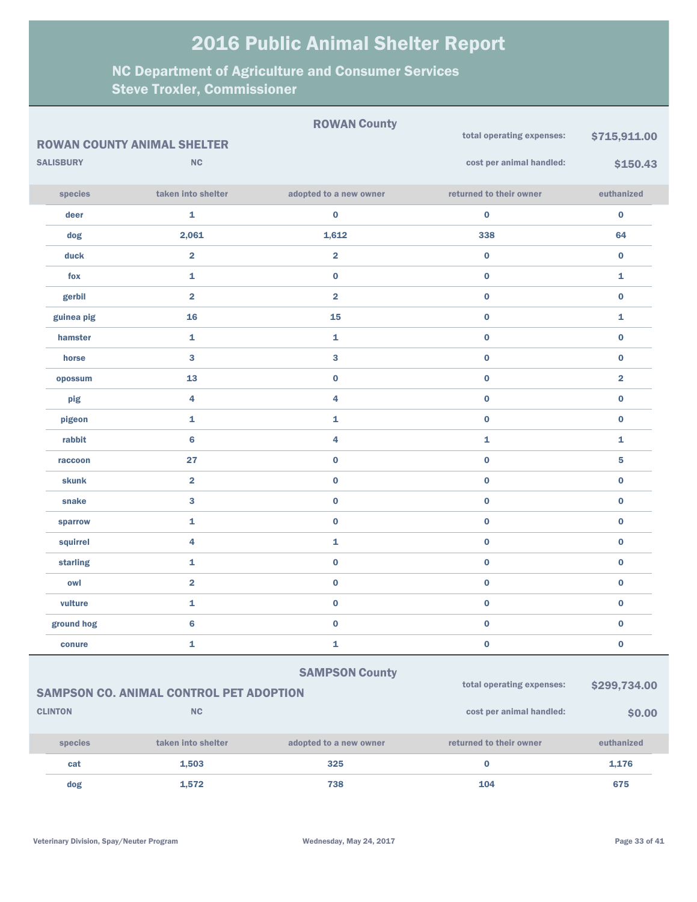# 2016 Public Animal Shelter Report

## NC Department of Agriculture and Consumer Services
## Steve Troxler, Commissioner

### ROWAN County

**ROWAN COUNTY ANIMAL SHELTER**
SALISBURY NC

total operating expenses: **$715,911.00**
cost per animal handled: **$150.43**

| species | taken into shelter | adopted to a new owner | returned to their owner | euthanized |
|---|---|---|---|---|
| deer | 1 | 0 | 0 | 0 |
| dog | 2,061 | 1,612 | 338 | 64 |
| duck | 2 | 2 | 0 | 0 |
| fox | 1 | 0 | 0 | 1 |
| gerbil | 2 | 2 | 0 | 0 |
| guinea pig | 16 | 15 | 0 | 1 |
| hamster | 1 | 1 | 0 | 0 |
| horse | 3 | 3 | 0 | 0 |
| opossum | 13 | 0 | 0 | 2 |
| pig | 4 | 4 | 0 | 0 |
| pigeon | 1 | 1 | 0 | 0 |
| rabbit | 6 | 4 | 1 | 1 |
| raccoon | 27 | 0 | 0 | 5 |
| skunk | 2 | 0 | 0 | 0 |
| snake | 3 | 0 | 0 | 0 |
| sparrow | 1 | 0 | 0 | 0 |
| squirrel | 4 | 1 | 0 | 0 |
| starling | 1 | 0 | 0 | 0 |
| owl | 2 | 0 | 0 | 0 |
| vulture | 1 | 0 | 0 | 0 |
| ground hog | 6 | 0 | 0 | 0 |
| conure | 1 | 1 | 0 | 0 |

### SAMPSON County

**SAMPSON CO. ANIMAL CONTROL PET ADOPTION**
CLINTON NC

total operating expenses: **$299,734.00**
cost per animal handled: **$0.00**

| species | taken into shelter | adopted to a new owner | returned to their owner | euthanized |
|---|---|---|---|---|
| cat | 1,503 | 325 | 0 | 1,176 |
| dog | 1,572 | 738 | 104 | 675 |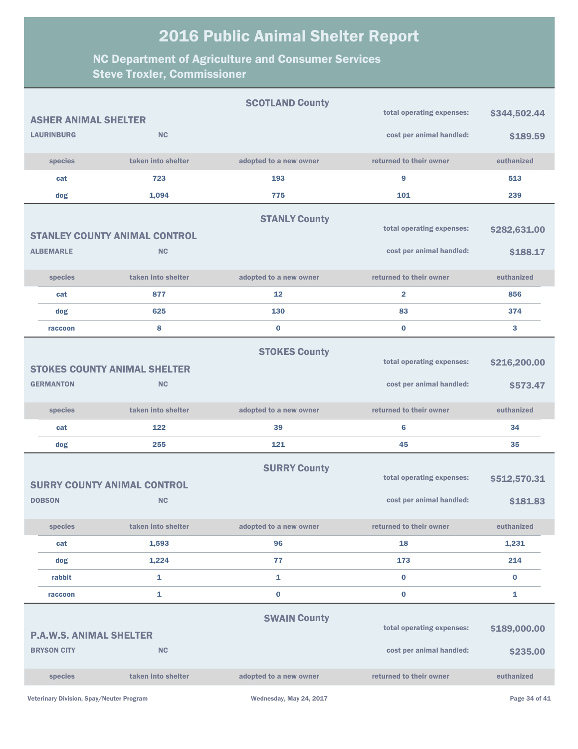# 2016 Public Animal Shelter Report

## NC Department of Agriculture and Consumer Services
## Steve Troxler, Commissioner

### SCOTLAND County

**ASHER ANIMAL SHELTER**
**LAURINBURG** **NC**

total operating expenses: **$344,502.44**
cost per animal handled: **$189.59**

| species | taken into shelter | adopted to a new owner | returned to their owner | euthanized |
|---|---|---|---|---|
| cat | 723 | 193 | 9 | 513 |
| dog | 1,094 | 775 | 101 | 239 |

### STANLY County

**STANLEY COUNTY ANIMAL CONTROL**
**ALBEMARLE** **NC**

total operating expenses: **$282,631.00**
cost per animal handled: **$188.17**

| species | taken into shelter | adopted to a new owner | returned to their owner | euthanized |
|---|---|---|---|---|
| cat | 877 | 12 | 2 | 856 |
| dog | 625 | 130 | 83 | 374 |
| raccoon | 8 | 0 | 0 | 3 |

### STOKES County

**STOKES COUNTY ANIMAL SHELTER**
**GERMANTON** **NC**

total operating expenses: **$216,200.00**
cost per animal handled: **$573.47**

| species | taken into shelter | adopted to a new owner | returned to their owner | euthanized |
|---|---|---|---|---|
| cat | 122 | 39 | 6 | 34 |
| dog | 255 | 121 | 45 | 35 |

### SURRY County

**SURRY COUNTY ANIMAL CONTROL**
**DOBSON** **NC**

total operating expenses: **$512,570.31**
cost per animal handled: **$181.83**

| species | taken into shelter | adopted to a new owner | returned to their owner | euthanized |
|---|---|---|---|---|
| cat | 1,593 | 96 | 18 | 1,231 |
| dog | 1,224 | 77 | 173 | 214 |
| rabbit | 1 | 1 | 0 | 0 |
| raccoon | 1 | 0 | 0 | 1 |

### SWAIN County

**P.A.W.S. ANIMAL SHELTER**
**BRYSON CITY** **NC**

total operating expenses: **$189,000.00**
cost per animal handled: **$235.00**

| species | taken into shelter | adopted to a new owner | returned to their owner | euthanized |
|---|---|---|---|---|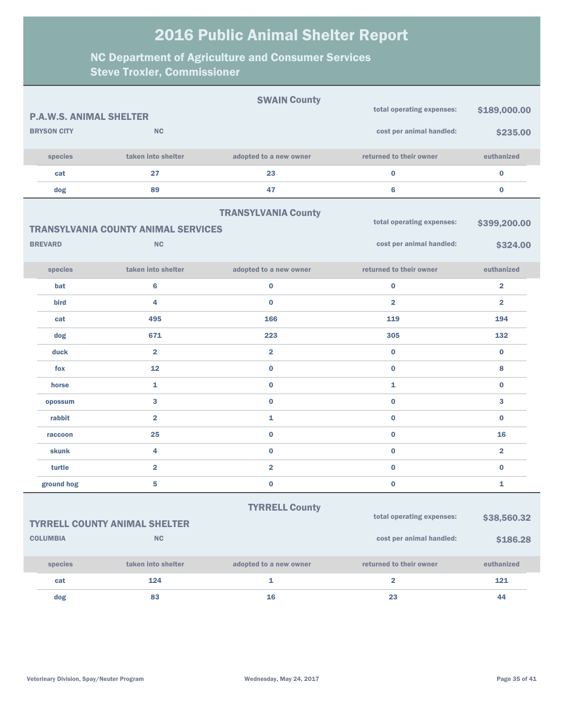# 2016 Public Animal Shelter Report

## NC Department of Agriculture and Consumer Services
## Steve Troxler, Commissioner

### SWAIN County

**P.A.W.S. ANIMAL SHELTER**

**BRYSON CITY** NC

total operating expenses: **$189,000.00**

cost per animal handled: **$235.00**

| species | taken into shelter | adopted to a new owner | returned to their owner | euthanized |
|---|---|---|---|---|
| cat | 27 | 23 | 0 | 0 |
| dog | 89 | 47 | 6 | 0 |

### TRANSYLVANIA County

**TRANSYLVANIA COUNTY ANIMAL SERVICES**

**BREVARD** NC

total operating expenses: **$399,200.00**

cost per animal handled: **$324.00**

| species | taken into shelter | adopted to a new owner | returned to their owner | euthanized |
|---|---|---|---|---|
| bat | 6 | 0 | 0 | 2 |
| bird | 4 | 0 | 2 | 2 |
| cat | 495 | 166 | 119 | 194 |
| dog | 671 | 223 | 305 | 132 |
| duck | 2 | 2 | 0 | 0 |
| fox | 12 | 0 | 0 | 8 |
| horse | 1 | 0 | 1 | 0 |
| opossum | 3 | 0 | 0 | 3 |
| rabbit | 2 | 1 | 0 | 0 |
| raccoon | 25 | 0 | 0 | 16 |
| skunk | 4 | 0 | 0 | 2 |
| turtle | 2 | 2 | 0 | 0 |
| ground hog | 5 | 0 | 0 | 1 |

### TYRRELL County

**TYRRELL COUNTY ANIMAL SHELTER**

**COLUMBIA** NC

total operating expenses: **$38,560.32**

cost per animal handled: **$186.28**

| species | taken into shelter | adopted to a new owner | returned to their owner | euthanized |
|---|---|---|---|---|
| cat | 124 | 1 | 2 | 121 |
| dog | 83 | 16 | 23 | 44 |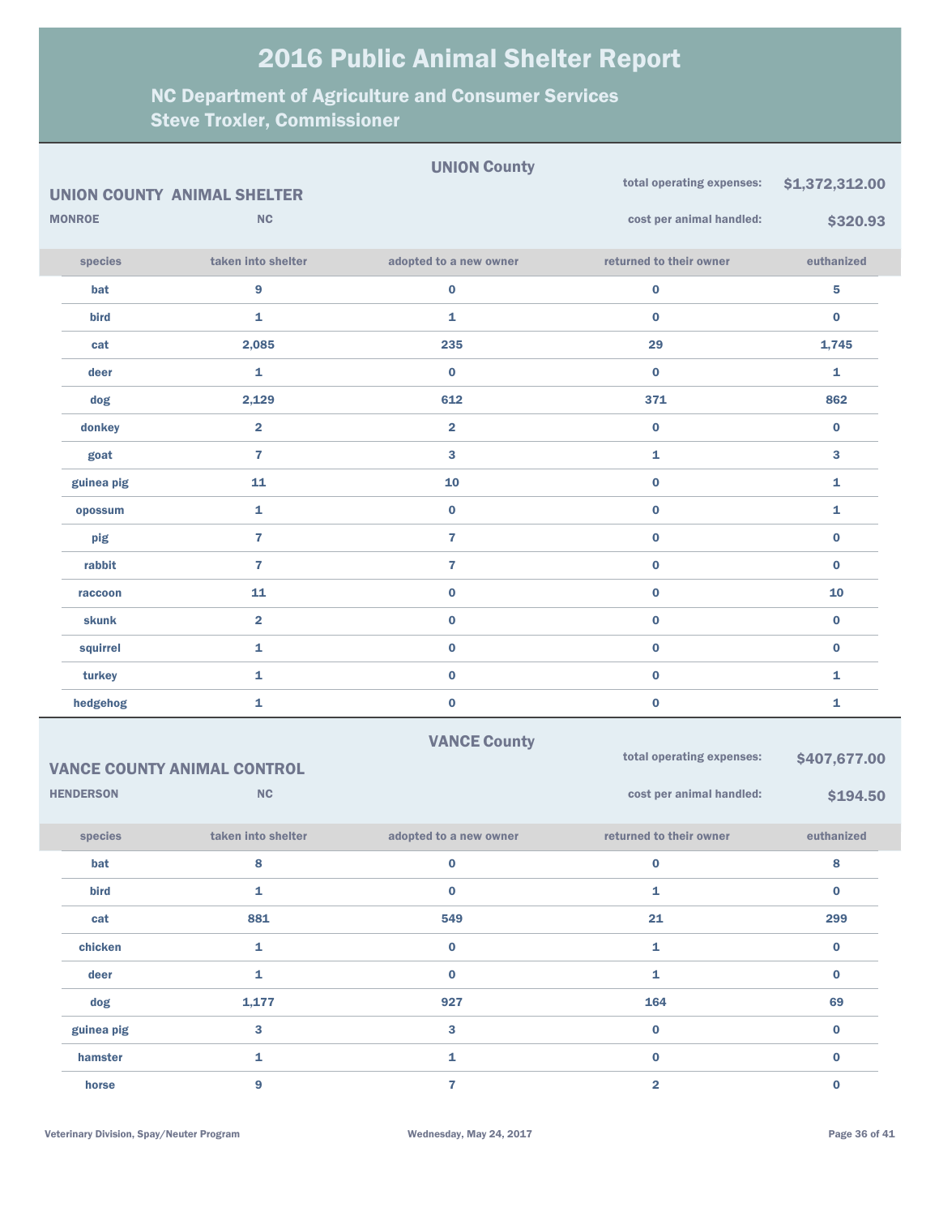# 2016 Public Animal Shelter Report

## NC Department of Agriculture and Consumer Services
## Steve Troxler, Commissioner

### UNION County

**UNION COUNTY ANIMAL SHELTER**

**MONROE** **NC**

total operating expenses: **$1,372,312.00**

cost per animal handled: **$320.93**

| species | taken into shelter | adopted to a new owner | returned to their owner | euthanized |
|---|---|---|---|---|
| bat | 9 | 0 | 0 | 5 |
| bird | 1 | 1 | 0 | 0 |
| cat | 2,085 | 235 | 29 | 1,745 |
| deer | 1 | 0 | 0 | 1 |
| dog | 2,129 | 612 | 371 | 862 |
| donkey | 2 | 2 | 0 | 0 |
| goat | 7 | 3 | 1 | 3 |
| guinea pig | 11 | 10 | 0 | 1 |
| opossum | 1 | 0 | 0 | 1 |
| pig | 7 | 7 | 0 | 0 |
| rabbit | 7 | 7 | 0 | 0 |
| raccoon | 11 | 0 | 0 | 10 |
| skunk | 2 | 0 | 0 | 0 |
| squirrel | 1 | 0 | 0 | 0 |
| turkey | 1 | 0 | 0 | 1 |
| hedgehog | 1 | 0 | 0 | 1 |

### VANCE County

**VANCE COUNTY ANIMAL CONTROL**

**HENDERSON** **NC**

total operating expenses: **$407,677.00**

cost per animal handled: **$194.50**

| species | taken into shelter | adopted to a new owner | returned to their owner | euthanized |
|---|---|---|---|---|
| bat | 8 | 0 | 0 | 8 |
| bird | 1 | 0 | 1 | 0 |
| cat | 881 | 549 | 21 | 299 |
| chicken | 1 | 0 | 1 | 0 |
| deer | 1 | 0 | 1 | 0 |
| dog | 1,177 | 927 | 164 | 69 |
| guinea pig | 3 | 3 | 0 | 0 |
| hamster | 1 | 1 | 0 | 0 |
| horse | 9 | 7 | 2 | 0 |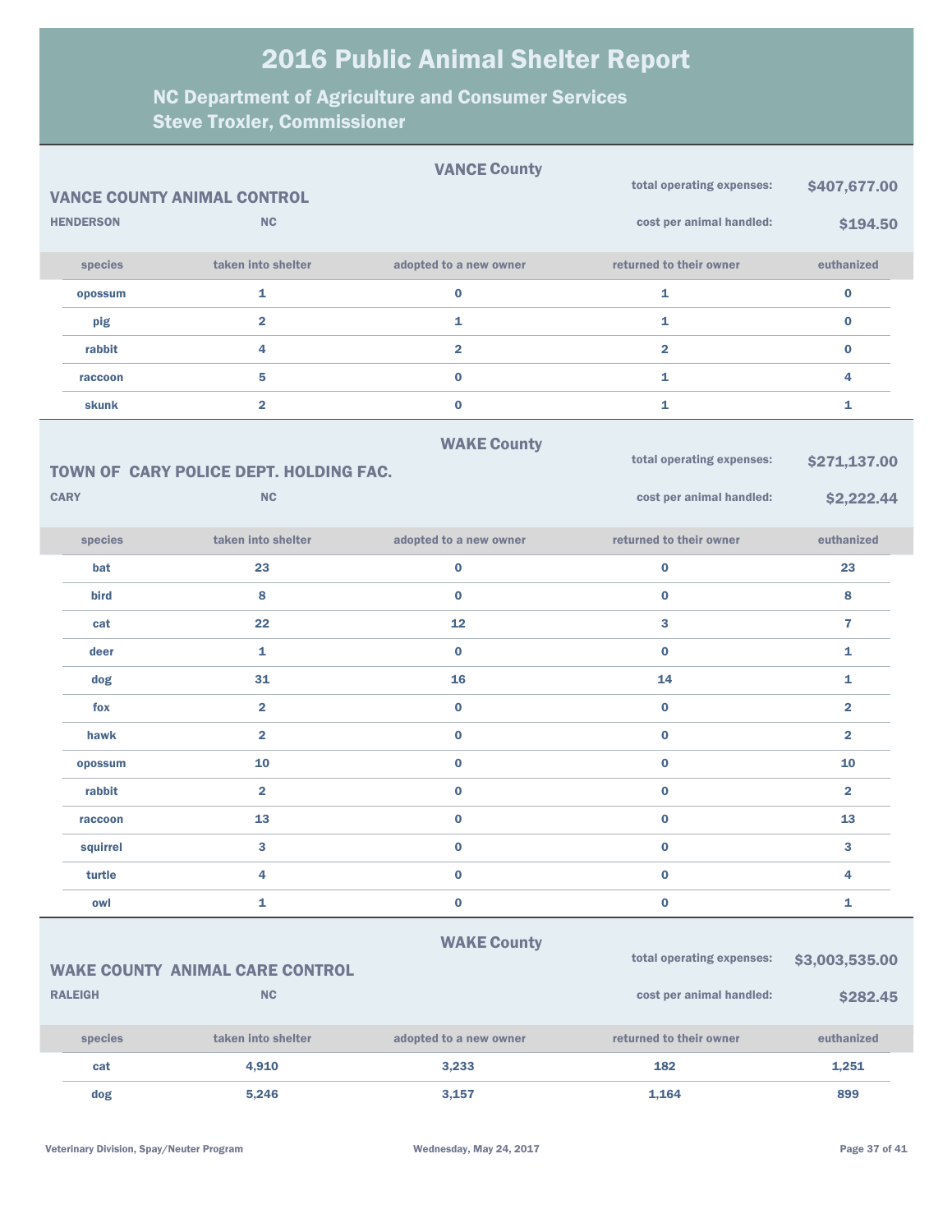# 2016 Public Animal Shelter Report

## NC Department of Agriculture and Consumer Services
## Steve Troxler, Commissioner

### VANCE County

**VANCE COUNTY ANIMAL CONTROL**

HENDERSON NC

total operating expenses: $407,677.00

cost per animal handled: $194.50

| species | taken into shelter | adopted to a new owner | returned to their owner | euthanized |
|---|---|---|---|---|
| opossum | 1 | 0 | 1 | 0 |
| pig | 2 | 1 | 1 | 0 |
| rabbit | 4 | 2 | 2 | 0 |
| raccoon | 5 | 0 | 1 | 4 |
| skunk | 2 | 0 | 1 | 1 |

### WAKE County

**TOWN OF CARY POLICE DEPT. HOLDING FAC.**

CARY NC

total operating expenses: $271,137.00

cost per animal handled: $2,222.44

| species | taken into shelter | adopted to a new owner | returned to their owner | euthanized |
|---|---|---|---|---|
| bat | 23 | 0 | 0 | 23 |
| bird | 8 | 0 | 0 | 8 |
| cat | 22 | 12 | 3 | 7 |
| deer | 1 | 0 | 0 | 1 |
| dog | 31 | 16 | 14 | 1 |
| fox | 2 | 0 | 0 | 2 |
| hawk | 2 | 0 | 0 | 2 |
| opossum | 10 | 0 | 0 | 10 |
| rabbit | 2 | 0 | 0 | 2 |
| raccoon | 13 | 0 | 0 | 13 |
| squirrel | 3 | 0 | 0 | 3 |
| turtle | 4 | 0 | 0 | 4 |
| owl | 1 | 0 | 0 | 1 |

### WAKE County

**WAKE COUNTY ANIMAL CARE CONTROL**

RALEIGH NC

total operating expenses: $3,003,535.00

cost per animal handled: $282.45

| species | taken into shelter | adopted to a new owner | returned to their owner | euthanized |
|---|---|---|---|---|
| cat | 4,910 | 3,233 | 182 | 1,251 |
| dog | 5,246 | 3,157 | 1,164 | 899 |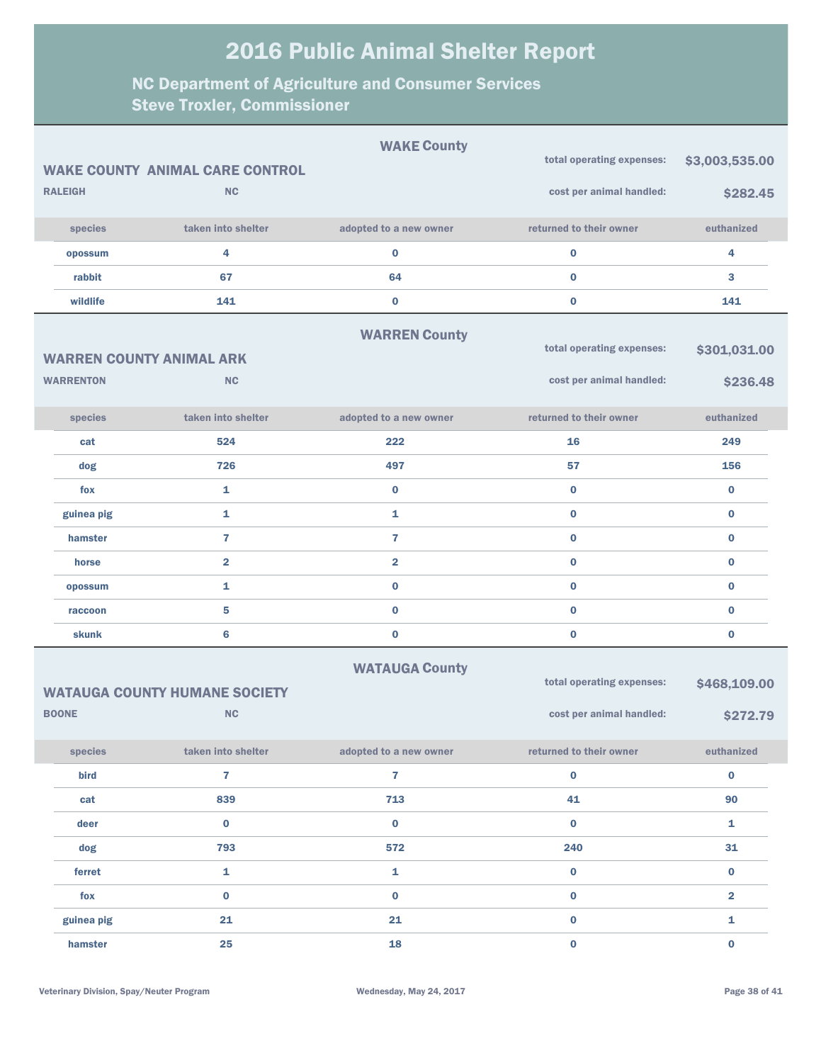# 2016 Public Animal Shelter Report

## NC Department of Agriculture and Consumer Services
## Steve Troxler, Commissioner

### WAKE County

**WAKE COUNTY ANIMAL CARE CONTROL**

**RALEIGH** **NC**

total operating expenses: **$3,003,535.00**

cost per animal handled: **$282.45**

| species | taken into shelter | adopted to a new owner | returned to their owner | euthanized |
|---|---|---|---|---|
| opossum | 4 | 0 | 0 | 4 |
| rabbit | 67 | 64 | 0 | 3 |
| wildlife | 141 | 0 | 0 | 141 |

### WARREN County

**WARREN COUNTY ANIMAL ARK**

**WARRENTON** **NC**

total operating expenses: **$301,031.00**

cost per animal handled: **$236.48**

| species | taken into shelter | adopted to a new owner | returned to their owner | euthanized |
|---|---|---|---|---|
| cat | 524 | 222 | 16 | 249 |
| dog | 726 | 497 | 57 | 156 |
| fox | 1 | 0 | 0 | 0 |
| guinea pig | 1 | 1 | 0 | 0 |
| hamster | 7 | 7 | 0 | 0 |
| horse | 2 | 2 | 0 | 0 |
| opossum | 1 | 0 | 0 | 0 |
| raccoon | 5 | 0 | 0 | 0 |
| skunk | 6 | 0 | 0 | 0 |

### WATAUGA County

**WATAUGA COUNTY HUMANE SOCIETY**

**BOONE** **NC**

total operating expenses: **$468,109.00**

cost per animal handled: **$272.79**

| species | taken into shelter | adopted to a new owner | returned to their owner | euthanized |
|---|---|---|---|---|
| bird | 7 | 7 | 0 | 0 |
| cat | 839 | 713 | 41 | 90 |
| deer | 0 | 0 | 0 | 1 |
| dog | 793 | 572 | 240 | 31 |
| ferret | 1 | 1 | 0 | 0 |
| fox | 0 | 0 | 0 | 2 |
| guinea pig | 21 | 21 | 0 | 1 |
| hamster | 25 | 18 | 0 | 0 |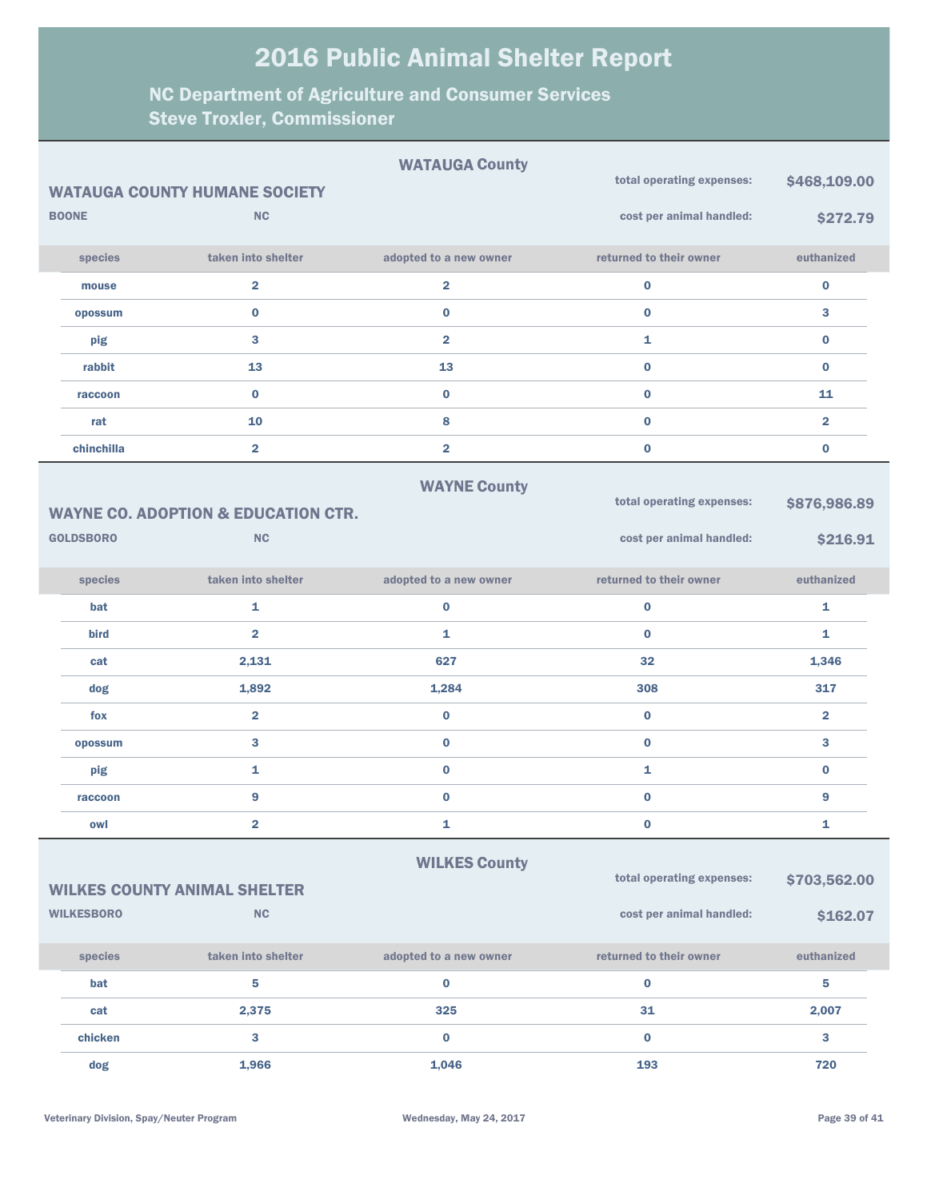# 2016 Public Animal Shelter Report

## NC Department of Agriculture and Consumer Services
## Steve Troxler, Commissioner

### WATAUGA County

**WATAUGA COUNTY HUMANE SOCIETY**

**BOONE** NC

total operating expenses: **$468,109.00**

cost per animal handled: **$272.79**

| species | taken into shelter | adopted to a new owner | returned to their owner | euthanized |
|---|---|---|---|---|
| mouse | 2 | 2 | 0 | 0 |
| opossum | 0 | 0 | 0 | 3 |
| pig | 3 | 2 | 1 | 0 |
| rabbit | 13 | 13 | 0 | 0 |
| raccoon | 0 | 0 | 0 | 11 |
| rat | 10 | 8 | 0 | 2 |
| chinchilla | 2 | 2 | 0 | 0 |

### WAYNE County

**WAYNE CO. ADOPTION & EDUCATION CTR.**

**GOLDSBORO** NC

total operating expenses: **$876,986.89**

cost per animal handled: **$216.91**

| species | taken into shelter | adopted to a new owner | returned to their owner | euthanized |
|---|---|---|---|---|
| bat | 1 | 0 | 0 | 1 |
| bird | 2 | 1 | 0 | 1 |
| cat | 2,131 | 627 | 32 | 1,346 |
| dog | 1,892 | 1,284 | 308 | 317 |
| fox | 2 | 0 | 0 | 2 |
| opossum | 3 | 0 | 0 | 3 |
| pig | 1 | 0 | 1 | 0 |
| raccoon | 9 | 0 | 0 | 9 |
| owl | 2 | 1 | 0 | 1 |

### WILKES County

**WILKES COUNTY ANIMAL SHELTER**

**WILKESBORO** NC

total operating expenses: **$703,562.00**

cost per animal handled: **$162.07**

| species | taken into shelter | adopted to a new owner | returned to their owner | euthanized |
|---|---|---|---|---|
| bat | 5 | 0 | 0 | 5 |
| cat | 2,375 | 325 | 31 | 2,007 |
| chicken | 3 | 0 | 0 | 3 |
| dog | 1,966 | 1,046 | 193 | 720 |

Veterinary Division, Spay/Neuter Program — Wednesday, May 24, 2017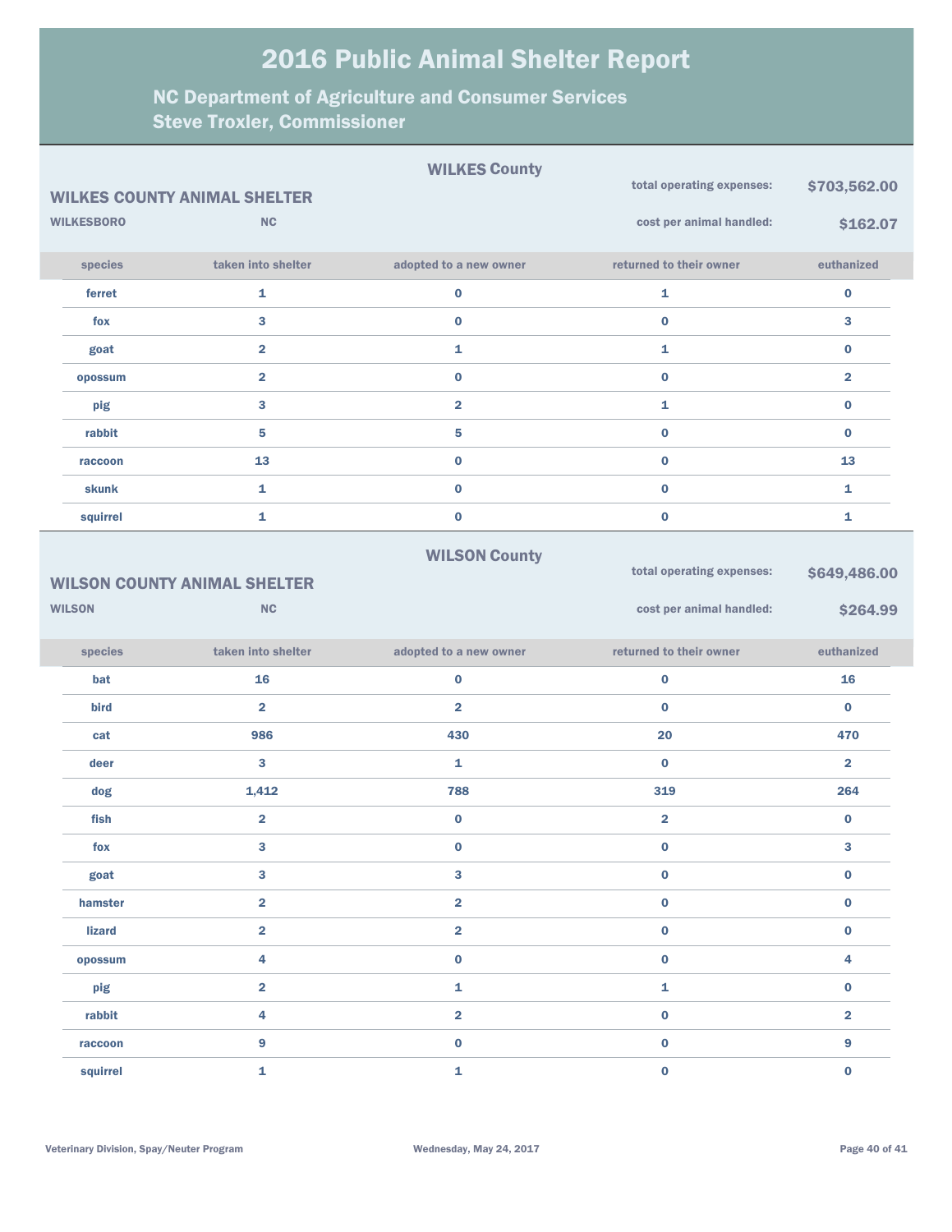# 2016 Public Animal Shelter Report

## NC Department of Agriculture and Consumer Services
## Steve Troxler, Commissioner

### WILKES County

**WILKES COUNTY ANIMAL SHELTER**

**WILKESBORO** **NC**

total operating expenses: **$703,562.00**

cost per animal handled: **$162.07**

| species | taken into shelter | adopted to a new owner | returned to their owner | euthanized |
|---|---|---|---|---|
| ferret | 1 | 0 | 1 | 0 |
| fox | 3 | 0 | 0 | 3 |
| goat | 2 | 1 | 1 | 0 |
| opossum | 2 | 0 | 0 | 2 |
| pig | 3 | 2 | 1 | 0 |
| rabbit | 5 | 5 | 0 | 0 |
| raccoon | 13 | 0 | 0 | 13 |
| skunk | 1 | 0 | 0 | 1 |
| squirrel | 1 | 0 | 0 | 1 |

### WILSON County

**WILSON COUNTY ANIMAL SHELTER**

**WILSON** **NC**

total operating expenses: **$649,486.00**

cost per animal handled: **$264.99**

| species | taken into shelter | adopted to a new owner | returned to their owner | euthanized |
|---|---|---|---|---|
| bat | 16 | 0 | 0 | 16 |
| bird | 2 | 2 | 0 | 0 |
| cat | 986 | 430 | 20 | 470 |
| deer | 3 | 1 | 0 | 2 |
| dog | 1,412 | 788 | 319 | 264 |
| fish | 2 | 0 | 2 | 0 |
| fox | 3 | 0 | 0 | 3 |
| goat | 3 | 3 | 0 | 0 |
| hamster | 2 | 2 | 0 | 0 |
| lizard | 2 | 2 | 0 | 0 |
| opossum | 4 | 0 | 0 | 4 |
| pig | 2 | 1 | 1 | 0 |
| rabbit | 4 | 2 | 0 | 2 |
| raccoon | 9 | 0 | 0 | 9 |
| squirrel | 1 | 1 | 0 | 0 |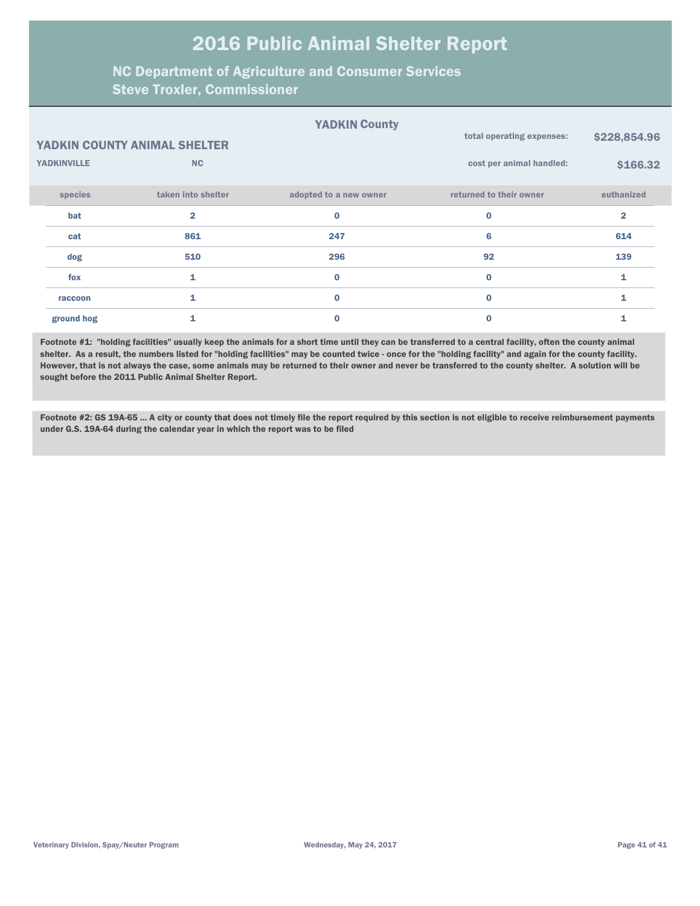# 2016 Public Animal Shelter Report

## NC Department of Agriculture and Consumer Services
## Steve Troxler, Commissioner

**YADKIN County**

**YADKIN COUNTY ANIMAL SHELTER**

YADKINVILLE NC

total operating expenses: **$228,854.96**

cost per animal handled: **$166.32**

| species | taken into shelter | adopted to a new owner | returned to their owner | euthanized |
|---|---|---|---|---|
| bat | 2 | 0 | 0 | 2 |
| cat | 861 | 247 | 6 | 614 |
| dog | 510 | 296 | 92 | 139 |
| fox | 1 | 0 | 0 | 1 |
| raccoon | 1 | 0 | 0 | 1 |
| ground hog | 1 | 0 | 0 | 1 |

**Footnote #1: "holding facilities" usually keep the animals for a short time until they can be transferred to a central facility, often the county animal shelter. As a result, the numbers listed for "holding facilities" may be counted twice - once for the "holding facility" and again for the county facility. However, that is not always the case, some animals may be returned to their owner and never be transferred to the county shelter. A solution will be sought before the 2011 Public Animal Shelter Report.**

**Footnote #2: GS 19A-65 ... A city or county that does not timely file the report required by this section is not eligible to receive reimbursement payments under G.S. 19A-64 during the calendar year in which the report was to be filed**